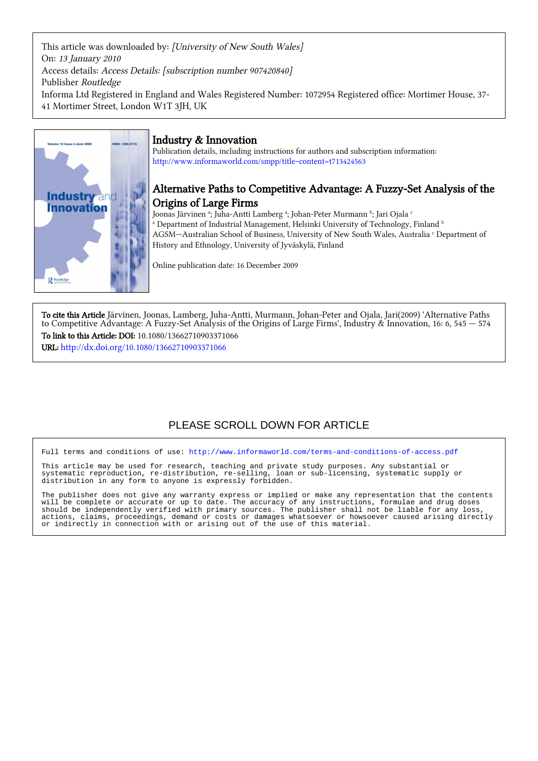This article was downloaded by: *[University of New South Wales]*
On: *13 January 2010*
Access details: *Access Details: [subscription number 907420840]*
Publisher *Routledge*
Informa Ltd Registered in England and Wales Registered Number: 1072954 Registered office: Mortimer House, 37-41 Mortimer Street, London W1T 3JH, UK

# Industry & Innovation

Publication details, including instructions for authors and subscription information:
http://www.informaworld.com/smpp/title~content=t713424563

## Alternative Paths to Competitive Advantage: A Fuzzy-Set Analysis of the Origins of Large Firms

Joonas Järvinen [a]; Juha-Antti Lamberg [a]; Johan-Peter Murmann [b]; Jari Ojala [c]

[a] Department of Industrial Management, Helsinki University of Technology, Finland [b] AGSM—Australian School of Business, University of New South Wales, Australia [c] Department of History and Ethnology, University of Jyväskylä, Finland

Online publication date: 16 December 2009

**To cite this Article** Järvinen, Joonas, Lamberg, Juha-Antti, Murmann, Johan-Peter and Ojala, Jari(2009) 'Alternative Paths to Competitive Advantage: A Fuzzy-Set Analysis of the Origins of Large Firms', Industry & Innovation, 16: 6, 545 — 574

**To link to this Article: DOI:** 10.1080/13662710903371066

**URL:** http://dx.doi.org/10.1080/13662710903371066

PLEASE SCROLL DOWN FOR ARTICLE

Full terms and conditions of use: http://www.informaworld.com/terms-and-conditions-of-access.pdf

This article may be used for research, teaching and private study purposes. Any substantial or systematic reproduction, re-distribution, re-selling, loan or sub-licensing, systematic supply or distribution in any form to anyone is expressly forbidden.

The publisher does not give any warranty express or implied or make any representation that the contents will be complete or accurate or up to date. The accuracy of any instructions, formulae and drug doses should be independently verified with primary sources. The publisher shall not be liable for any loss, actions, claims, proceedings, demand or costs or damages whatsoever or howsoever caused arising directly or indirectly in connection with or arising out of the use of this material.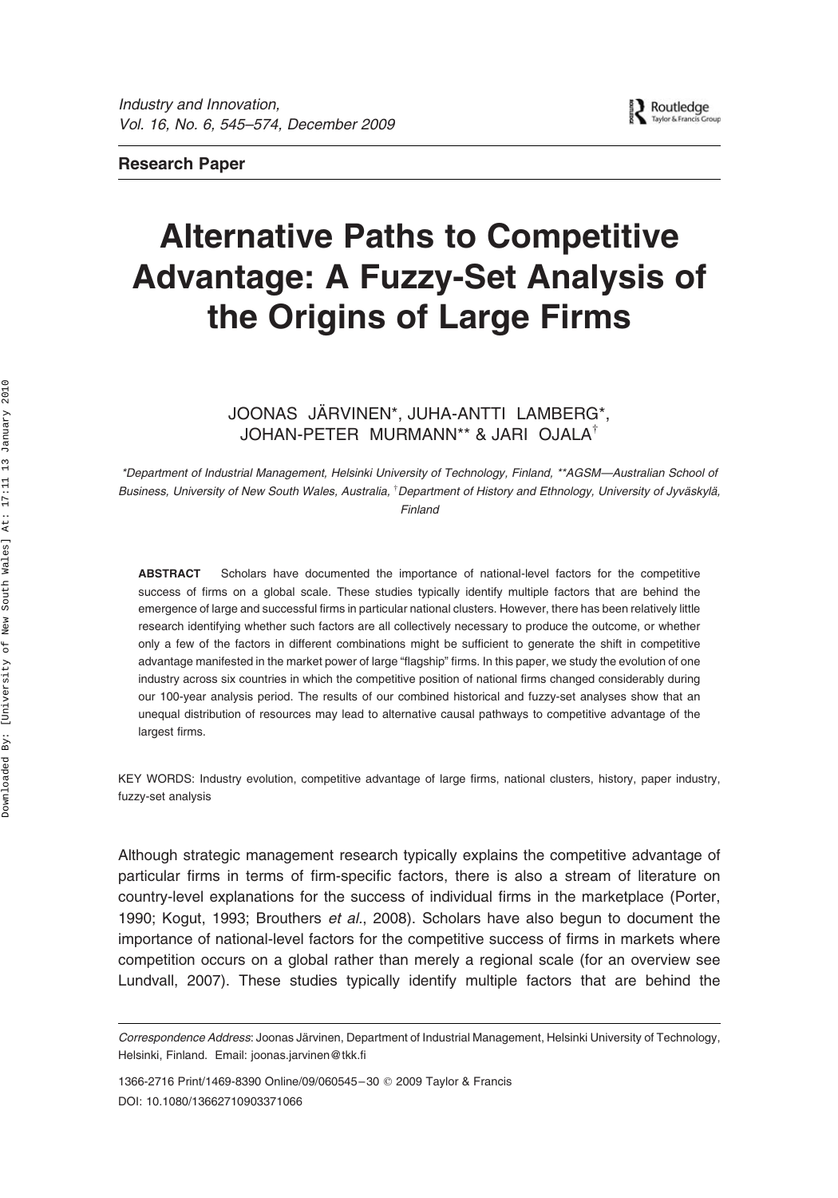Research Paper

# Alternative Paths to Competitive Advantage: A Fuzzy-Set Analysis of the Origins of Large Firms

JOONAS JÄRVINEN*, JUHA-ANTTI LAMBERG*, JOHAN-PETER MURMANN** & JARI OJALA†

*Department of Industrial Management, Helsinki University of Technology, Finland, **AGSM—Australian School of Business, University of New South Wales, Australia, †Department of History and Ethnology, University of Jyväskylä, Finland*

**ABSTRACT** Scholars have documented the importance of national-level factors for the competitive success of firms on a global scale. These studies typically identify multiple factors that are behind the emergence of large and successful firms in particular national clusters. However, there has been relatively little research identifying whether such factors are all collectively necessary to produce the outcome, or whether only a few of the factors in different combinations might be sufficient to generate the shift in competitive advantage manifested in the market power of large "flagship" firms. In this paper, we study the evolution of one industry across six countries in which the competitive position of national firms changed considerably during our 100-year analysis period. The results of our combined historical and fuzzy-set analyses show that an unequal distribution of resources may lead to alternative causal pathways to competitive advantage of the largest firms.

KEY WORDS: Industry evolution, competitive advantage of large firms, national clusters, history, paper industry, fuzzy-set analysis

Although strategic management research typically explains the competitive advantage of particular firms in terms of firm-specific factors, there is also a stream of literature on country-level explanations for the success of individual firms in the marketplace (Porter, 1990; Kogut, 1993; Brouthers *et al.*, 2008). Scholars have also begun to document the importance of national-level factors for the competitive success of firms in markets where competition occurs on a global rather than merely a regional scale (for an overview see Lundvall, 2007). These studies typically identify multiple factors that are behind the

*Correspondence Address*: Joonas Järvinen, Department of Industrial Management, Helsinki University of Technology, Helsinki, Finland. Email: joonas.jarvinen@tkk.fi

1366-2716 Print/1469-8390 Online/09/060545–30 © 2009 Taylor & Francis
DOI: 10.1080/13662710903371066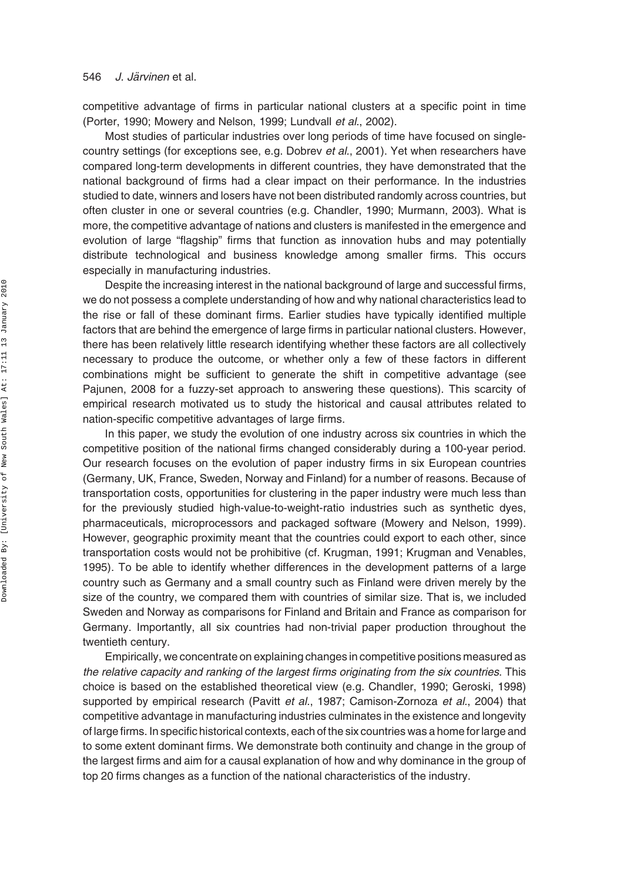competitive advantage of firms in particular national clusters at a specific point in time (Porter, 1990; Mowery and Nelson, 1999; Lundvall *et al.*, 2002).

Most studies of particular industries over long periods of time have focused on single-country settings (for exceptions see, e.g. Dobrev *et al.*, 2001). Yet when researchers have compared long-term developments in different countries, they have demonstrated that the national background of firms had a clear impact on their performance. In the industries studied to date, winners and losers have not been distributed randomly across countries, but often cluster in one or several countries (e.g. Chandler, 1990; Murmann, 2003). What is more, the competitive advantage of nations and clusters is manifested in the emergence and evolution of large "flagship" firms that function as innovation hubs and may potentially distribute technological and business knowledge among smaller firms. This occurs especially in manufacturing industries.

Despite the increasing interest in the national background of large and successful firms, we do not possess a complete understanding of how and why national characteristics lead to the rise or fall of these dominant firms. Earlier studies have typically identified multiple factors that are behind the emergence of large firms in particular national clusters. However, there has been relatively little research identifying whether these factors are all collectively necessary to produce the outcome, or whether only a few of these factors in different combinations might be sufficient to generate the shift in competitive advantage (see Pajunen, 2008 for a fuzzy-set approach to answering these questions). This scarcity of empirical research motivated us to study the historical and causal attributes related to nation-specific competitive advantages of large firms.

In this paper, we study the evolution of one industry across six countries in which the competitive position of the national firms changed considerably during a 100-year period. Our research focuses on the evolution of paper industry firms in six European countries (Germany, UK, France, Sweden, Norway and Finland) for a number of reasons. Because of transportation costs, opportunities for clustering in the paper industry were much less than for the previously studied high-value-to-weight-ratio industries such as synthetic dyes, pharmaceuticals, microprocessors and packaged software (Mowery and Nelson, 1999). However, geographic proximity meant that the countries could export to each other, since transportation costs would not be prohibitive (cf. Krugman, 1991; Krugman and Venables, 1995). To be able to identify whether differences in the development patterns of a large country such as Germany and a small country such as Finland were driven merely by the size of the country, we compared them with countries of similar size. That is, we included Sweden and Norway as comparisons for Finland and Britain and France as comparison for Germany. Importantly, all six countries had non-trivial paper production throughout the twentieth century.

Empirically, we concentrate on explaining changes in competitive positions measured as *the relative capacity and ranking of the largest firms originating from the six countries.* This choice is based on the established theoretical view (e.g. Chandler, 1990; Geroski, 1998) supported by empirical research (Pavitt *et al.*, 1987; Camison-Zornoza *et al.*, 2004) that competitive advantage in manufacturing industries culminates in the existence and longevity of large firms. In specific historical contexts, each of the six countries was a home for large and to some extent dominant firms. We demonstrate both continuity and change in the group of the largest firms and aim for a causal explanation of how and why dominance in the group of top 20 firms changes as a function of the national characteristics of the industry.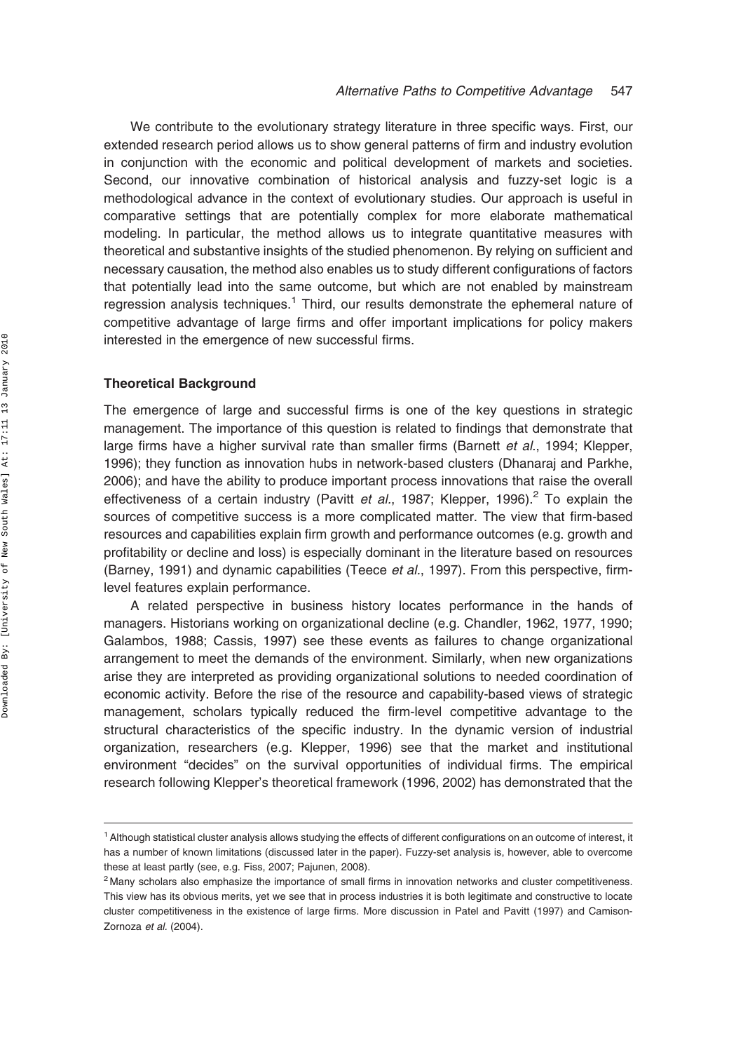We contribute to the evolutionary strategy literature in three specific ways. First, our extended research period allows us to show general patterns of firm and industry evolution in conjunction with the economic and political development of markets and societies. Second, our innovative combination of historical analysis and fuzzy-set logic is a methodological advance in the context of evolutionary studies. Our approach is useful in comparative settings that are potentially complex for more elaborate mathematical modeling. In particular, the method allows us to integrate quantitative measures with theoretical and substantive insights of the studied phenomenon. By relying on sufficient and necessary causation, the method also enables us to study different configurations of factors that potentially lead into the same outcome, but which are not enabled by mainstream regression analysis techniques.[1] Third, our results demonstrate the ephemeral nature of competitive advantage of large firms and offer important implications for policy makers interested in the emergence of new successful firms.

### Theoretical Background

The emergence of large and successful firms is one of the key questions in strategic management. The importance of this question is related to findings that demonstrate that large firms have a higher survival rate than smaller firms (Barnett *et al.*, 1994; Klepper, 1996); they function as innovation hubs in network-based clusters (Dhanaraj and Parkhe, 2006); and have the ability to produce important process innovations that raise the overall effectiveness of a certain industry (Pavitt *et al.*, 1987; Klepper, 1996).[2] To explain the sources of competitive success is a more complicated matter. The view that firm-based resources and capabilities explain firm growth and performance outcomes (e.g. growth and profitability or decline and loss) is especially dominant in the literature based on resources (Barney, 1991) and dynamic capabilities (Teece *et al.*, 1997). From this perspective, firm-level features explain performance.

A related perspective in business history locates performance in the hands of managers. Historians working on organizational decline (e.g. Chandler, 1962, 1977, 1990; Galambos, 1988; Cassis, 1997) see these events as failures to change organizational arrangement to meet the demands of the environment. Similarly, when new organizations arise they are interpreted as providing organizational solutions to needed coordination of economic activity. Before the rise of the resource and capability-based views of strategic management, scholars typically reduced the firm-level competitive advantage to the structural characteristics of the specific industry. In the dynamic version of industrial organization, researchers (e.g. Klepper, 1996) see that the market and institutional environment "decides" on the survival opportunities of individual firms. The empirical research following Klepper's theoretical framework (1996, 2002) has demonstrated that the

---

[1] Although statistical cluster analysis allows studying the effects of different configurations on an outcome of interest, it has a number of known limitations (discussed later in the paper). Fuzzy-set analysis is, however, able to overcome these at least partly (see, e.g. Fiss, 2007; Pajunen, 2008).

[2] Many scholars also emphasize the importance of small firms in innovation networks and cluster competitiveness. This view has its obvious merits, yet we see that in process industries it is both legitimate and constructive to locate cluster competitiveness in the existence of large firms. More discussion in Patel and Pavitt (1997) and Camison-Zornoza *et al.* (2004).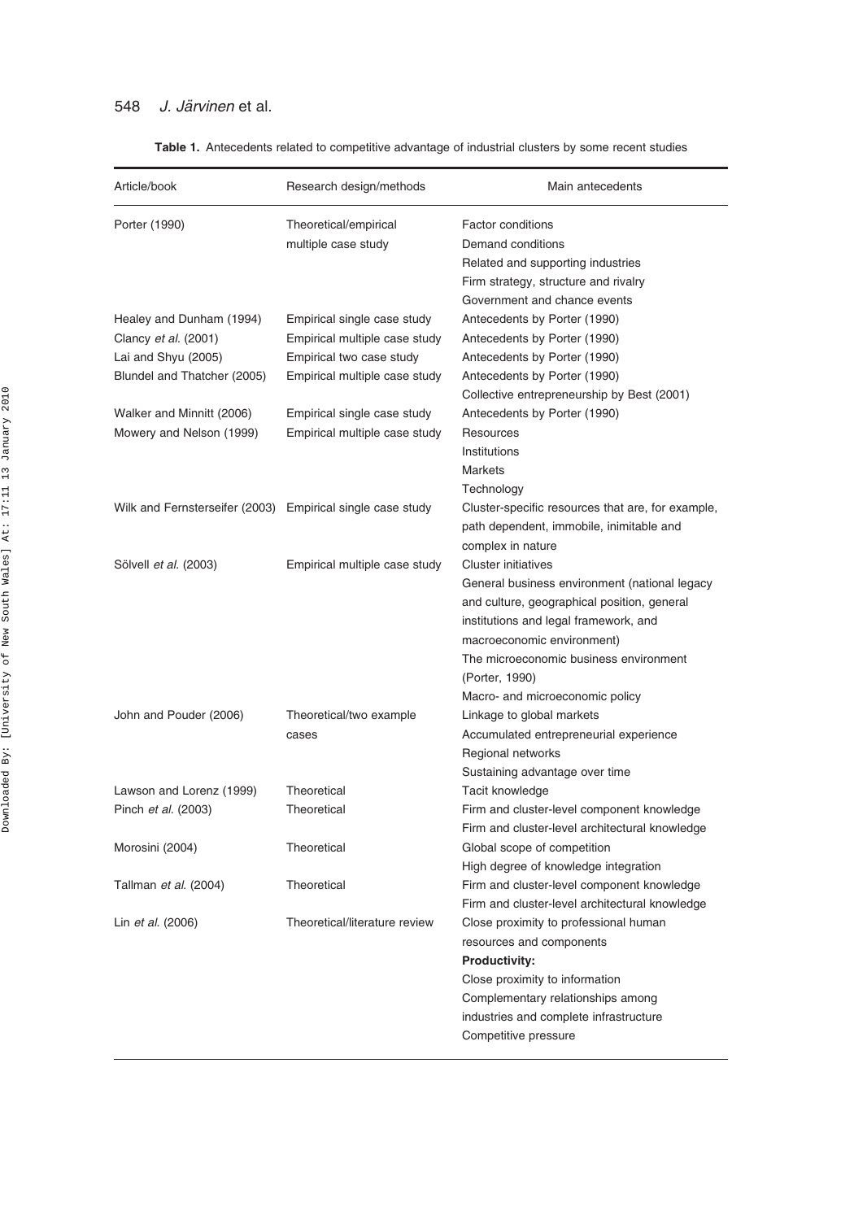**Table 1.** Antecedents related to competitive advantage of industrial clusters by some recent studies

| Article/book | Research design/methods | Main antecedents |
|---|---|---|
| Porter (1990) | Theoretical/empirical multiple case study | Factor conditions<br>Demand conditions<br>Related and supporting industries<br>Firm strategy, structure and rivalry<br>Government and chance events |
| Healey and Dunham (1994) | Empirical single case study | Antecedents by Porter (1990) |
| Clancy *et al.* (2001) | Empirical multiple case study | Antecedents by Porter (1990) |
| Lai and Shyu (2005) | Empirical two case study | Antecedents by Porter (1990) |
| Blundel and Thatcher (2005) | Empirical multiple case study | Antecedents by Porter (1990)<br>Collective entrepreneurship by Best (2001) |
| Walker and Minnitt (2006) | Empirical single case study | Antecedents by Porter (1990) |
| Mowery and Nelson (1999) | Empirical multiple case study | Resources<br>Institutions<br>Markets<br>Technology |
| Wilk and Fernsterseifer (2003) | Empirical single case study | Cluster-specific resources that are, for example, path dependent, immobile, inimitable and complex in nature |
| Sölvell *et al.* (2003) | Empirical multiple case study | Cluster initiatives<br>General business environment (national legacy and culture, geographical position, general institutions and legal framework, and macroeconomic environment)<br>The microeconomic business environment (Porter, 1990)<br>Macro- and microeconomic policy |
| John and Pouder (2006) | Theoretical/two example cases | Linkage to global markets<br>Accumulated entrepreneurial experience<br>Regional networks<br>Sustaining advantage over time |
| Lawson and Lorenz (1999) | Theoretical | Tacit knowledge |
| Pinch *et al.* (2003) | Theoretical | Firm and cluster-level component knowledge<br>Firm and cluster-level architectural knowledge |
| Morosini (2004) | Theoretical | Global scope of competition<br>High degree of knowledge integration |
| Tallman *et al.* (2004) | Theoretical | Firm and cluster-level component knowledge<br>Firm and cluster-level architectural knowledge |
| Lin *et al.* (2006) | Theoretical/literature review | Close proximity to professional human resources and components<br>**Productivity:**<br>Close proximity to information<br>Complementary relationships among industries and complete infrastructure<br>Competitive pressure |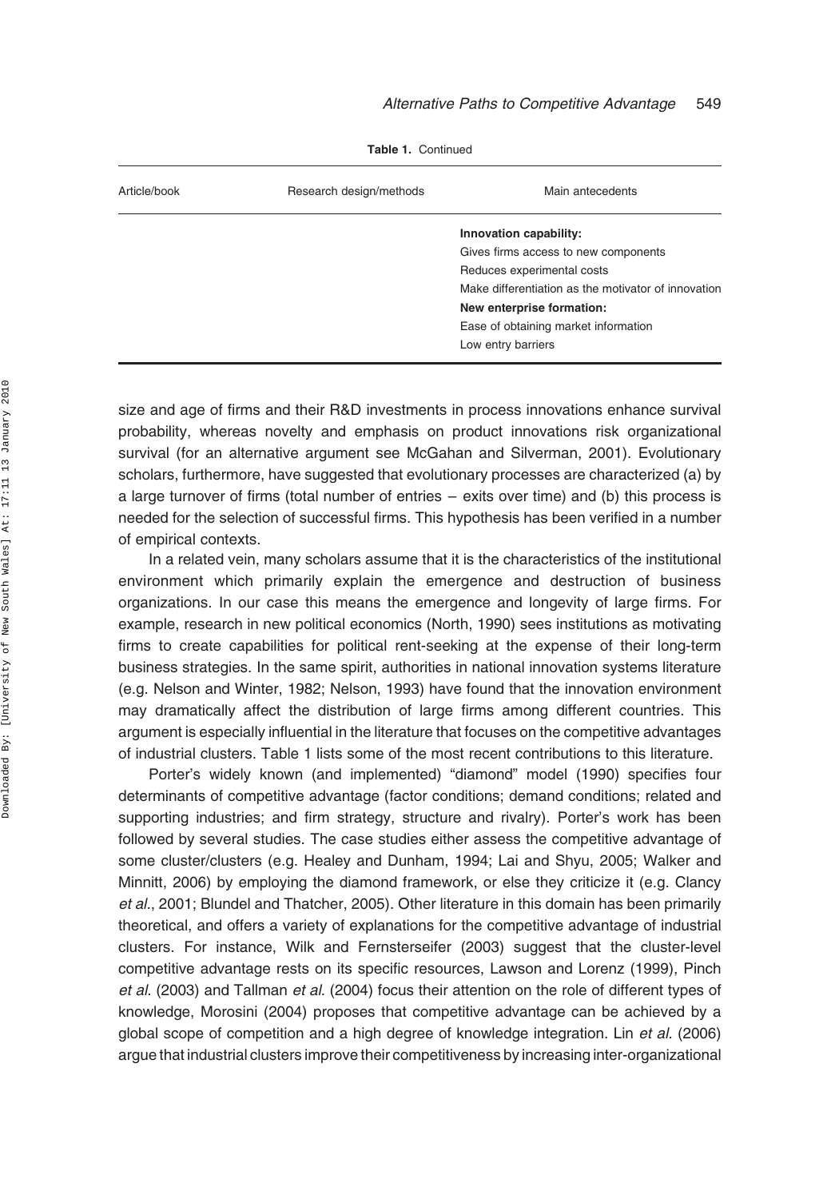**Table 1.** Continued

| Article/book | Research design/methods | Main antecedents |
|---|---|---|
| | | **Innovation capability:** |
| | | Gives firms access to new components |
| | | Reduces experimental costs |
| | | Make differentiation as the motivator of innovation |
| | | **New enterprise formation:** |
| | | Ease of obtaining market information |
| | | Low entry barriers |

size and age of firms and their R&D investments in process innovations enhance survival probability, whereas novelty and emphasis on product innovations risk organizational survival (for an alternative argument see McGahan and Silverman, 2001). Evolutionary scholars, furthermore, have suggested that evolutionary processes are characterized (a) by a large turnover of firms (total number of entries – exits over time) and (b) this process is needed for the selection of successful firms. This hypothesis has been verified in a number of empirical contexts.

In a related vein, many scholars assume that it is the characteristics of the institutional environment which primarily explain the emergence and destruction of business organizations. In our case this means the emergence and longevity of large firms. For example, research in new political economics (North, 1990) sees institutions as motivating firms to create capabilities for political rent-seeking at the expense of their long-term business strategies. In the same spirit, authorities in national innovation systems literature (e.g. Nelson and Winter, 1982; Nelson, 1993) have found that the innovation environment may dramatically affect the distribution of large firms among different countries. This argument is especially influential in the literature that focuses on the competitive advantages of industrial clusters. Table 1 lists some of the most recent contributions to this literature.

Porter's widely known (and implemented) "diamond" model (1990) specifies four determinants of competitive advantage (factor conditions; demand conditions; related and supporting industries; and firm strategy, structure and rivalry). Porter's work has been followed by several studies. The case studies either assess the competitive advantage of some cluster/clusters (e.g. Healey and Dunham, 1994; Lai and Shyu, 2005; Walker and Minnitt, 2006) by employing the diamond framework, or else they criticize it (e.g. Clancy *et al.*, 2001; Blundel and Thatcher, 2005). Other literature in this domain has been primarily theoretical, and offers a variety of explanations for the competitive advantage of industrial clusters. For instance, Wilk and Fernsterseifer (2003) suggest that the cluster-level competitive advantage rests on its specific resources, Lawson and Lorenz (1999), Pinch *et al.* (2003) and Tallman *et al.* (2004) focus their attention on the role of different types of knowledge, Morosini (2004) proposes that competitive advantage can be achieved by a global scope of competition and a high degree of knowledge integration. Lin *et al.* (2006) argue that industrial clusters improve their competitiveness by increasing inter-organizational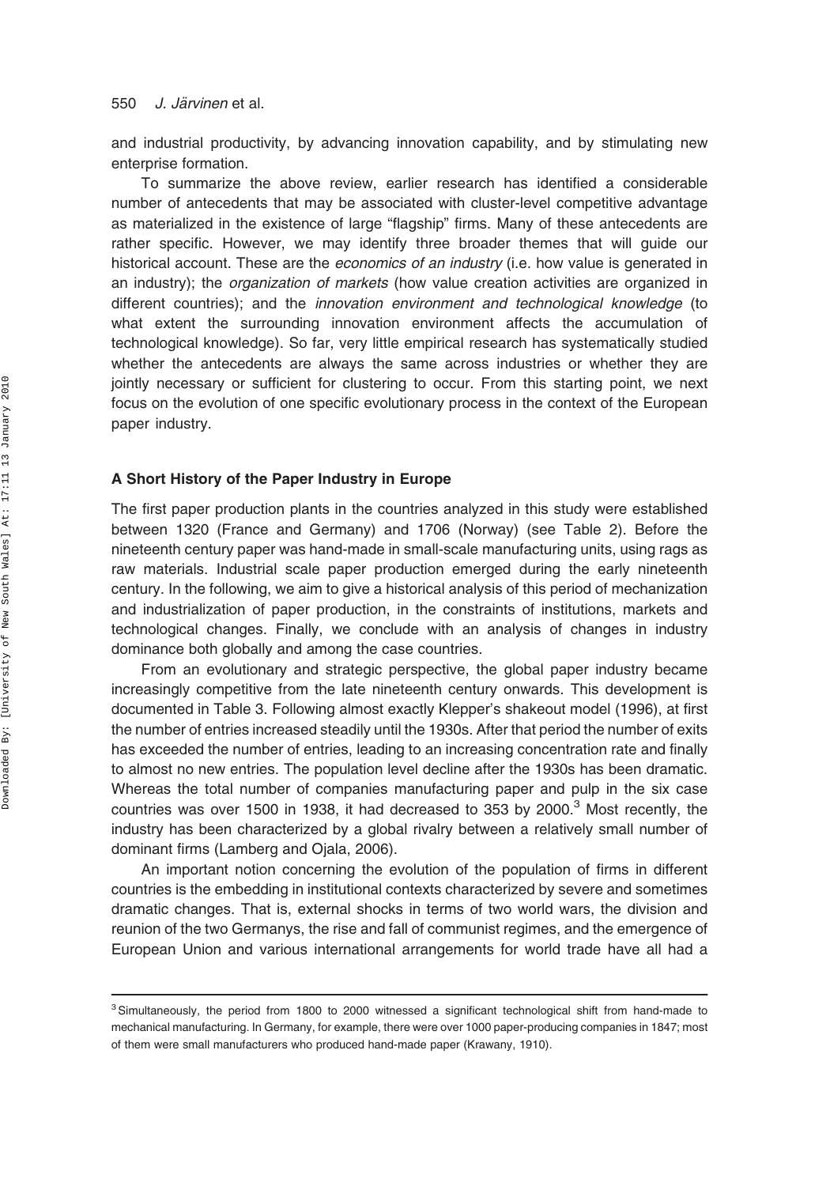and industrial productivity, by advancing innovation capability, and by stimulating new enterprise formation.

To summarize the above review, earlier research has identified a considerable number of antecedents that may be associated with cluster-level competitive advantage as materialized in the existence of large "flagship" firms. Many of these antecedents are rather specific. However, we may identify three broader themes that will guide our historical account. These are the *economics of an industry* (i.e. how value is generated in an industry); the *organization of markets* (how value creation activities are organized in different countries); and the *innovation environment and technological knowledge* (to what extent the surrounding innovation environment affects the accumulation of technological knowledge). So far, very little empirical research has systematically studied whether the antecedents are always the same across industries or whether they are jointly necessary or sufficient for clustering to occur. From this starting point, we next focus on the evolution of one specific evolutionary process in the context of the European paper industry.

### A Short History of the Paper Industry in Europe

The first paper production plants in the countries analyzed in this study were established between 1320 (France and Germany) and 1706 (Norway) (see Table 2). Before the nineteenth century paper was hand-made in small-scale manufacturing units, using rags as raw materials. Industrial scale paper production emerged during the early nineteenth century. In the following, we aim to give a historical analysis of this period of mechanization and industrialization of paper production, in the constraints of institutions, markets and technological changes. Finally, we conclude with an analysis of changes in industry dominance both globally and among the case countries.

From an evolutionary and strategic perspective, the global paper industry became increasingly competitive from the late nineteenth century onwards. This development is documented in Table 3. Following almost exactly Klepper's shakeout model (1996), at first the number of entries increased steadily until the 1930s. After that period the number of exits has exceeded the number of entries, leading to an increasing concentration rate and finally to almost no new entries. The population level decline after the 1930s has been dramatic. Whereas the total number of companies manufacturing paper and pulp in the six case countries was over 1500 in 1938, it had decreased to 353 by 2000.[3] Most recently, the industry has been characterized by a global rivalry between a relatively small number of dominant firms (Lamberg and Ojala, 2006).

An important notion concerning the evolution of the population of firms in different countries is the embedding in institutional contexts characterized by severe and sometimes dramatic changes. That is, external shocks in terms of two world wars, the division and reunion of the two Germanys, the rise and fall of communist regimes, and the emergence of European Union and various international arrangements for world trade have all had a

[3] Simultaneously, the period from 1800 to 2000 witnessed a significant technological shift from hand-made to mechanical manufacturing. In Germany, for example, there were over 1000 paper-producing companies in 1847; most of them were small manufacturers who produced hand-made paper (Krawany, 1910).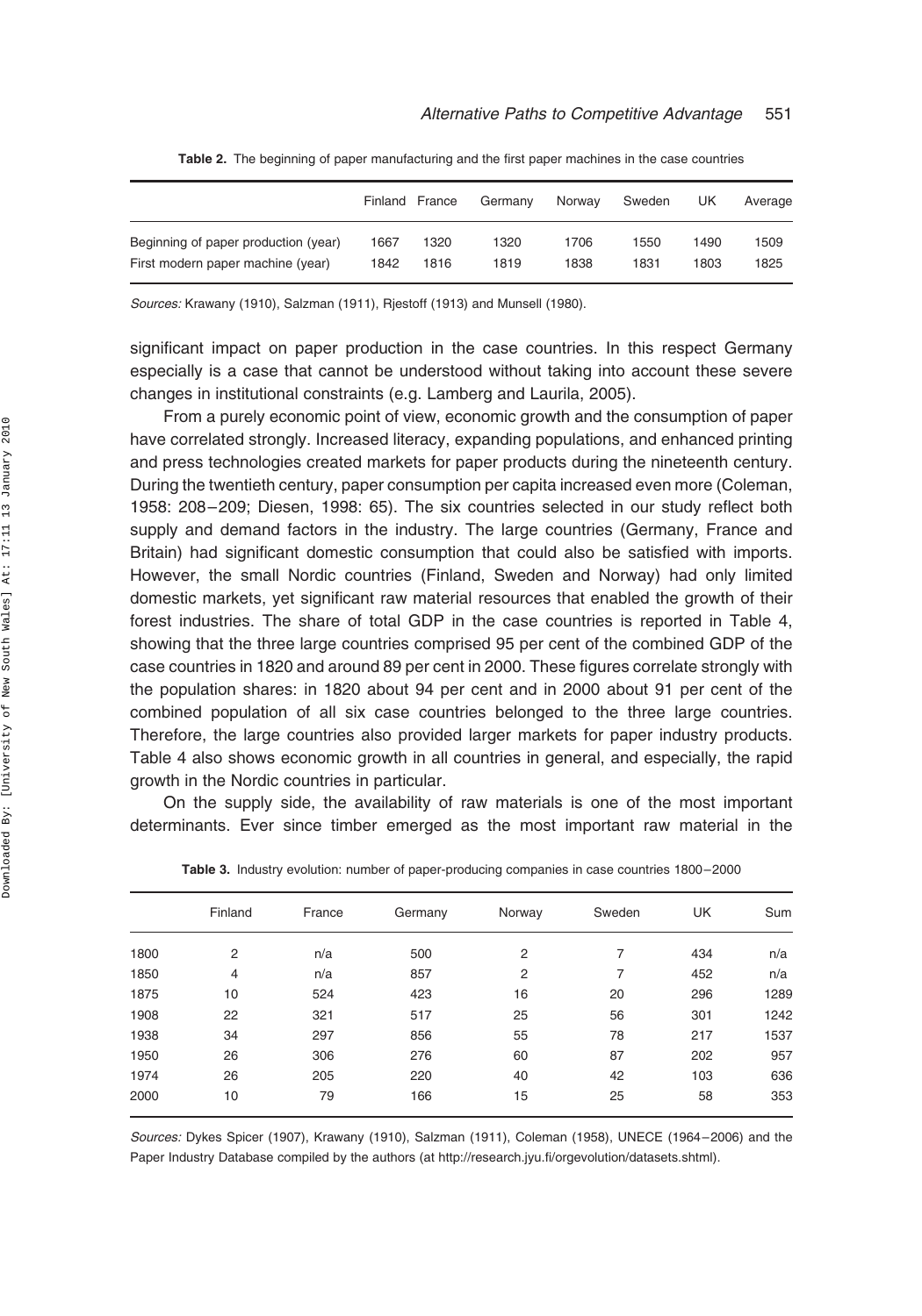**Table 2.** The beginning of paper manufacturing and the first paper machines in the case countries

| | Finland | France | Germany | Norway | Sweden | UK | Average |
|---|---|---|---|---|---|---|---|
| Beginning of paper production (year) | 1667 | 1320 | 1320 | 1706 | 1550 | 1490 | 1509 |
| First modern paper machine (year) | 1842 | 1816 | 1819 | 1838 | 1831 | 1803 | 1825 |

*Sources:* Krawany (1910), Salzman (1911), Rjestoff (1913) and Munsell (1980).

significant impact on paper production in the case countries. In this respect Germany especially is a case that cannot be understood without taking into account these severe changes in institutional constraints (e.g. Lamberg and Laurila, 2005).

From a purely economic point of view, economic growth and the consumption of paper have correlated strongly. Increased literacy, expanding populations, and enhanced printing and press technologies created markets for paper products during the nineteenth century. During the twentieth century, paper consumption per capita increased even more (Coleman, 1958: 208–209; Diesen, 1998: 65). The six countries selected in our study reflect both supply and demand factors in the industry. The large countries (Germany, France and Britain) had significant domestic consumption that could also be satisfied with imports. However, the small Nordic countries (Finland, Sweden and Norway) had only limited domestic markets, yet significant raw material resources that enabled the growth of their forest industries. The share of total GDP in the case countries is reported in Table 4, showing that the three large countries comprised 95 per cent of the combined GDP of the case countries in 1820 and around 89 per cent in 2000. These figures correlate strongly with the population shares: in 1820 about 94 per cent and in 2000 about 91 per cent of the combined population of all six case countries belonged to the three large countries. Therefore, the large countries also provided larger markets for paper industry products. Table 4 also shows economic growth in all countries in general, and especially, the rapid growth in the Nordic countries in particular.

On the supply side, the availability of raw materials is one of the most important determinants. Ever since timber emerged as the most important raw material in the

**Table 3.** Industry evolution: number of paper-producing companies in case countries 1800–2000

| | Finland | France | Germany | Norway | Sweden | UK | Sum |
|---|---|---|---|---|---|---|---|
| 1800 | 2 | n/a | 500 | 2 | 7 | 434 | n/a |
| 1850 | 4 | n/a | 857 | 2 | 7 | 452 | n/a |
| 1875 | 10 | 524 | 423 | 16 | 20 | 296 | 1289 |
| 1908 | 22 | 321 | 517 | 25 | 56 | 301 | 1242 |
| 1938 | 34 | 297 | 856 | 55 | 78 | 217 | 1537 |
| 1950 | 26 | 306 | 276 | 60 | 87 | 202 | 957 |
| 1974 | 26 | 205 | 220 | 40 | 42 | 103 | 636 |
| 2000 | 10 | 79 | 166 | 15 | 25 | 58 | 353 |

*Sources:* Dykes Spicer (1907), Krawany (1910), Salzman (1911), Coleman (1958), UNECE (1964–2006) and the Paper Industry Database compiled by the authors (at http://research.jyu.fi/orgevolution/datasets.shtml).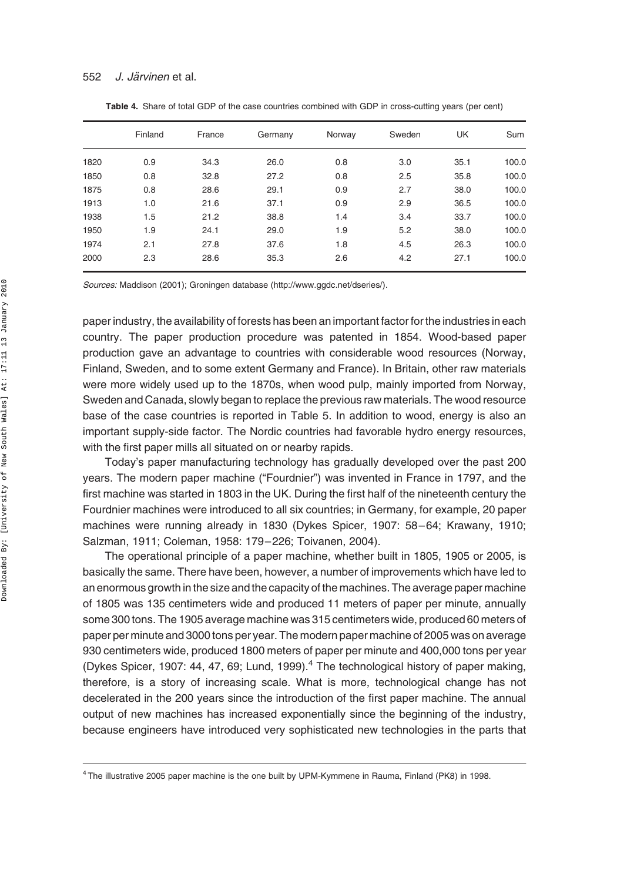**Table 4.** Share of total GDP of the case countries combined with GDP in cross-cutting years (per cent)

| | Finland | France | Germany | Norway | Sweden | UK | Sum |
|---|---|---|---|---|---|---|---|
| 1820 | 0.9 | 34.3 | 26.0 | 0.8 | 3.0 | 35.1 | 100.0 |
| 1850 | 0.8 | 32.8 | 27.2 | 0.8 | 2.5 | 35.8 | 100.0 |
| 1875 | 0.8 | 28.6 | 29.1 | 0.9 | 2.7 | 38.0 | 100.0 |
| 1913 | 1.0 | 21.6 | 37.1 | 0.9 | 2.9 | 36.5 | 100.0 |
| 1938 | 1.5 | 21.2 | 38.8 | 1.4 | 3.4 | 33.7 | 100.0 |
| 1950 | 1.9 | 24.1 | 29.0 | 1.9 | 5.2 | 38.0 | 100.0 |
| 1974 | 2.1 | 27.8 | 37.6 | 1.8 | 4.5 | 26.3 | 100.0 |
| 2000 | 2.3 | 28.6 | 35.3 | 2.6 | 4.2 | 27.1 | 100.0 |

*Sources:* Maddison (2001); Groningen database (http://www.ggdc.net/dseries/).

paper industry, the availability of forests has been an important factor for the industries in each country. The paper production procedure was patented in 1854. Wood-based paper production gave an advantage to countries with considerable wood resources (Norway, Finland, Sweden, and to some extent Germany and France). In Britain, other raw materials were more widely used up to the 1870s, when wood pulp, mainly imported from Norway, Sweden and Canada, slowly began to replace the previous raw materials. The wood resource base of the case countries is reported in Table 5. In addition to wood, energy is also an important supply-side factor. The Nordic countries had favorable hydro energy resources, with the first paper mills all situated on or nearby rapids.

Today's paper manufacturing technology has gradually developed over the past 200 years. The modern paper machine ("Fourdnier") was invented in France in 1797, and the first machine was started in 1803 in the UK. During the first half of the nineteenth century the Fourdnier machines were introduced to all six countries; in Germany, for example, 20 paper machines were running already in 1830 (Dykes Spicer, 1907: 58–64; Krawany, 1910; Salzman, 1911; Coleman, 1958: 179–226; Toivanen, 2004).

The operational principle of a paper machine, whether built in 1805, 1905 or 2005, is basically the same. There have been, however, a number of improvements which have led to an enormous growth in the size and the capacity of the machines. The average paper machine of 1805 was 135 centimeters wide and produced 11 meters of paper per minute, annually some 300 tons. The 1905 average machine was 315 centimeters wide, produced 60 meters of paper per minute and 3000 tons per year. The modern paper machine of 2005 was on average 930 centimeters wide, produced 1800 meters of paper per minute and 400,000 tons per year (Dykes Spicer, 1907: 44, 47, 69; Lund, 1999).[4] The technological history of paper making, therefore, is a story of increasing scale. What is more, technological change has not decelerated in the 200 years since the introduction of the first paper machine. The annual output of new machines has increased exponentially since the beginning of the industry, because engineers have introduced very sophisticated new technologies in the parts that

[4] The illustrative 2005 paper machine is the one built by UPM-Kymmene in Rauma, Finland (PK8) in 1998.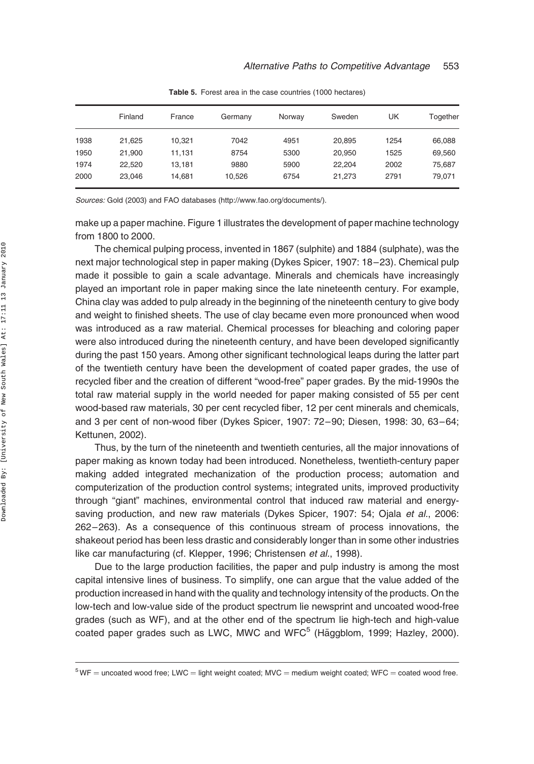**Table 5.** Forest area in the case countries (1000 hectares)

| | Finland | France | Germany | Norway | Sweden | UK | Together |
|---|---|---|---|---|---|---|---|
| 1938 | 21,625 | 10,321 | 7042 | 4951 | 20,895 | 1254 | 66,088 |
| 1950 | 21,900 | 11,131 | 8754 | 5300 | 20,950 | 1525 | 69,560 |
| 1974 | 22,520 | 13,181 | 9880 | 5900 | 22,204 | 2002 | 75,687 |
| 2000 | 23,046 | 14,681 | 10,526 | 6754 | 21,273 | 2791 | 79,071 |

*Sources:* Gold (2003) and FAO databases (http://www.fao.org/documents/).

make up a paper machine. Figure 1 illustrates the development of paper machine technology from 1800 to 2000.

The chemical pulping process, invented in 1867 (sulphite) and 1884 (sulphate), was the next major technological step in paper making (Dykes Spicer, 1907: 18–23). Chemical pulp made it possible to gain a scale advantage. Minerals and chemicals have increasingly played an important role in paper making since the late nineteenth century. For example, China clay was added to pulp already in the beginning of the nineteenth century to give body and weight to finished sheets. The use of clay became even more pronounced when wood was introduced as a raw material. Chemical processes for bleaching and coloring paper were also introduced during the nineteenth century, and have been developed significantly during the past 150 years. Among other significant technological leaps during the latter part of the twentieth century have been the development of coated paper grades, the use of recycled fiber and the creation of different "wood-free" paper grades. By the mid-1990s the total raw material supply in the world needed for paper making consisted of 55 per cent wood-based raw materials, 30 per cent recycled fiber, 12 per cent minerals and chemicals, and 3 per cent of non-wood fiber (Dykes Spicer, 1907: 72–90; Diesen, 1998: 30, 63–64; Kettunen, 2002).

Thus, by the turn of the nineteenth and twentieth centuries, all the major innovations of paper making as known today had been introduced. Nonetheless, twentieth-century paper making added integrated mechanization of the production process; automation and computerization of the production control systems; integrated units, improved productivity through "giant" machines, environmental control that induced raw material and energy-saving production, and new raw materials (Dykes Spicer, 1907: 54; Ojala *et al.*, 2006: 262–263). As a consequence of this continuous stream of process innovations, the shakeout period has been less drastic and considerably longer than in some other industries like car manufacturing (cf. Klepper, 1996; Christensen *et al.*, 1998).

Due to the large production facilities, the paper and pulp industry is among the most capital intensive lines of business. To simplify, one can argue that the value added of the production increased in hand with the quality and technology intensity of the products. On the low-tech and low-value side of the product spectrum lie newsprint and uncoated wood-free grades (such as WF), and at the other end of the spectrum lie high-tech and high-value coated paper grades such as LWC, MWC and WFC[5] (Häggblom, 1999; Hazley, 2000).

[5] WF = uncoated wood free; LWC = light weight coated; MVC = medium weight coated; WFC = coated wood free.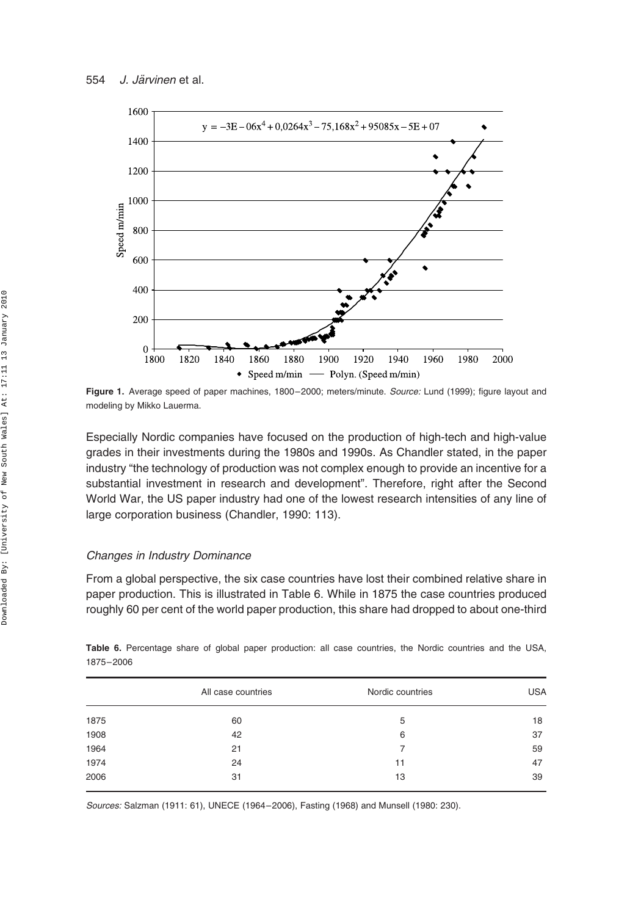**Figure 1.** Average speed of paper machines, 1800–2000; meters/minute. *Source:* Lund (1999); figure layout and modeling by Mikko Lauerma.

Especially Nordic companies have focused on the production of high-tech and high-value grades in their investments during the 1980s and 1990s. As Chandler stated, in the paper industry "the technology of production was not complex enough to provide an incentive for a substantial investment in research and development". Therefore, right after the Second World War, the US paper industry had one of the lowest research intensities of any line of large corporation business (Chandler, 1990: 113).

### *Changes in Industry Dominance*

From a global perspective, the six case countries have lost their combined relative share in paper production. This is illustrated in Table 6. While in 1875 the case countries produced roughly 60 per cent of the world paper production, this share had dropped to about one-third

**Table 6.** Percentage share of global paper production: all case countries, the Nordic countries and the USA, 1875–2006

| | All case countries | Nordic countries | USA |
|---|---|---|---|
| 1875 | 60 | 5 | 18 |
| 1908 | 42 | 6 | 37 |
| 1964 | 21 | 7 | 59 |
| 1974 | 24 | 11 | 47 |
| 2006 | 31 | 13 | 39 |

*Sources:* Salzman (1911: 61), UNECE (1964–2006), Fasting (1968) and Munsell (1980: 230).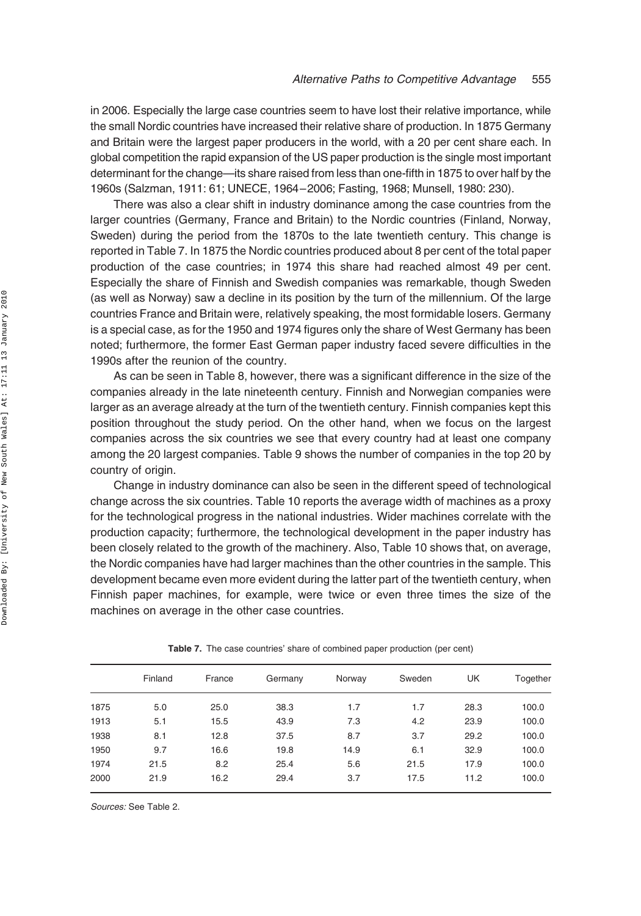in 2006. Especially the large case countries seem to have lost their relative importance, while the small Nordic countries have increased their relative share of production. In 1875 Germany and Britain were the largest paper producers in the world, with a 20 per cent share each. In global competition the rapid expansion of the US paper production is the single most important determinant for the change—its share raised from less than one-fifth in 1875 to over half by the 1960s (Salzman, 1911: 61; UNECE, 1964–2006; Fasting, 1968; Munsell, 1980: 230).

There was also a clear shift in industry dominance among the case countries from the larger countries (Germany, France and Britain) to the Nordic countries (Finland, Norway, Sweden) during the period from the 1870s to the late twentieth century. This change is reported in Table 7. In 1875 the Nordic countries produced about 8 per cent of the total paper production of the case countries; in 1974 this share had reached almost 49 per cent. Especially the share of Finnish and Swedish companies was remarkable, though Sweden (as well as Norway) saw a decline in its position by the turn of the millennium. Of the large countries France and Britain were, relatively speaking, the most formidable losers. Germany is a special case, as for the 1950 and 1974 figures only the share of West Germany has been noted; furthermore, the former East German paper industry faced severe difficulties in the 1990s after the reunion of the country.

As can be seen in Table 8, however, there was a significant difference in the size of the companies already in the late nineteenth century. Finnish and Norwegian companies were larger as an average already at the turn of the twentieth century. Finnish companies kept this position throughout the study period. On the other hand, when we focus on the largest companies across the six countries we see that every country had at least one company among the 20 largest companies. Table 9 shows the number of companies in the top 20 by country of origin.

Change in industry dominance can also be seen in the different speed of technological change across the six countries. Table 10 reports the average width of machines as a proxy for the technological progress in the national industries. Wider machines correlate with the production capacity; furthermore, the technological development in the paper industry has been closely related to the growth of the machinery. Also, Table 10 shows that, on average, the Nordic companies have had larger machines than the other countries in the sample. This development became even more evident during the latter part of the twentieth century, when Finnish paper machines, for example, were twice or even three times the size of the machines on average in the other case countries.

**Table 7.** The case countries' share of combined paper production (per cent)

| | Finland | France | Germany | Norway | Sweden | UK | Together |
|---|---|---|---|---|---|---|---|
| 1875 | 5.0 | 25.0 | 38.3 | 1.7 | 1.7 | 28.3 | 100.0 |
| 1913 | 5.1 | 15.5 | 43.9 | 7.3 | 4.2 | 23.9 | 100.0 |
| 1938 | 8.1 | 12.8 | 37.5 | 8.7 | 3.7 | 29.2 | 100.0 |
| 1950 | 9.7 | 16.6 | 19.8 | 14.9 | 6.1 | 32.9 | 100.0 |
| 1974 | 21.5 | 8.2 | 25.4 | 5.6 | 21.5 | 17.9 | 100.0 |
| 2000 | 21.9 | 16.2 | 29.4 | 3.7 | 17.5 | 11.2 | 100.0 |

*Sources:* See Table 2.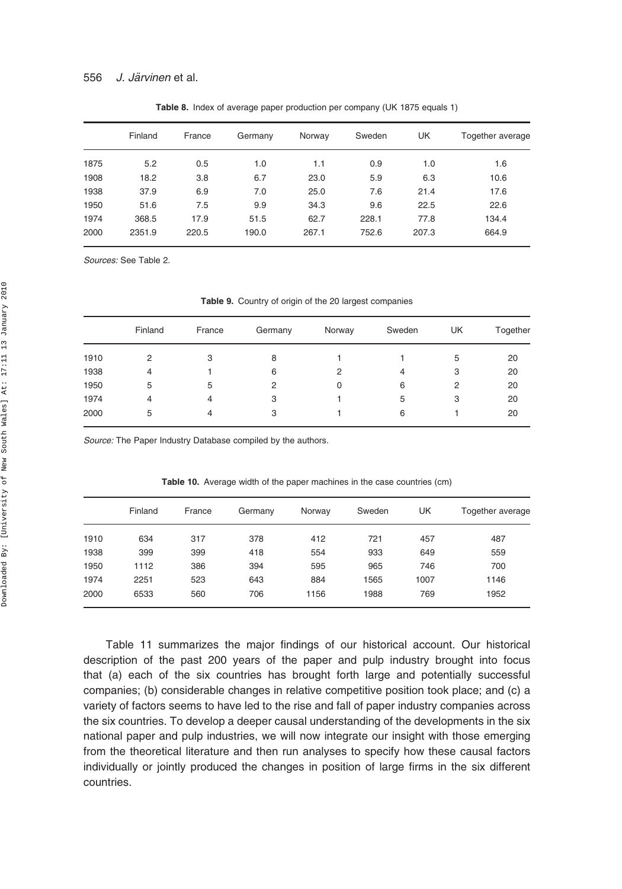**Table 8.** Index of average paper production per company (UK 1875 equals 1)

| | Finland | France | Germany | Norway | Sweden | UK | Together average |
|---|---|---|---|---|---|---|---|
| 1875 | 5.2 | 0.5 | 1.0 | 1.1 | 0.9 | 1.0 | 1.6 |
| 1908 | 18.2 | 3.8 | 6.7 | 23.0 | 5.9 | 6.3 | 10.6 |
| 1938 | 37.9 | 6.9 | 7.0 | 25.0 | 7.6 | 21.4 | 17.6 |
| 1950 | 51.6 | 7.5 | 9.9 | 34.3 | 9.6 | 22.5 | 22.6 |
| 1974 | 368.5 | 17.9 | 51.5 | 62.7 | 228.1 | 77.8 | 134.4 |
| 2000 | 2351.9 | 220.5 | 190.0 | 267.1 | 752.6 | 207.3 | 664.9 |

*Sources:* See Table 2.

**Table 9.** Country of origin of the 20 largest companies

| | Finland | France | Germany | Norway | Sweden | UK | Together |
|---|---|---|---|---|---|---|---|
| 1910 | 2 | 3 | 8 | 1 | 1 | 5 | 20 |
| 1938 | 4 | 1 | 6 | 2 | 4 | 3 | 20 |
| 1950 | 5 | 5 | 2 | 0 | 6 | 2 | 20 |
| 1974 | 4 | 4 | 3 | 1 | 5 | 3 | 20 |
| 2000 | 5 | 4 | 3 | 1 | 6 | 1 | 20 |

*Source:* The Paper Industry Database compiled by the authors.

**Table 10.** Average width of the paper machines in the case countries (cm)

| | Finland | France | Germany | Norway | Sweden | UK | Together average |
|---|---|---|---|---|---|---|---|
| 1910 | 634 | 317 | 378 | 412 | 721 | 457 | 487 |
| 1938 | 399 | 399 | 418 | 554 | 933 | 649 | 559 |
| 1950 | 1112 | 386 | 394 | 595 | 965 | 746 | 700 |
| 1974 | 2251 | 523 | 643 | 884 | 1565 | 1007 | 1146 |
| 2000 | 6533 | 560 | 706 | 1156 | 1988 | 769 | 1952 |

Table 11 summarizes the major findings of our historical account. Our historical description of the past 200 years of the paper and pulp industry brought into focus that (a) each of the six countries has brought forth large and potentially successful companies; (b) considerable changes in relative competitive position took place; and (c) a variety of factors seems to have led to the rise and fall of paper industry companies across the six countries. To develop a deeper causal understanding of the developments in the six national paper and pulp industries, we will now integrate our insight with those emerging from the theoretical literature and then run analyses to specify how these causal factors individually or jointly produced the changes in position of large firms in the six different countries.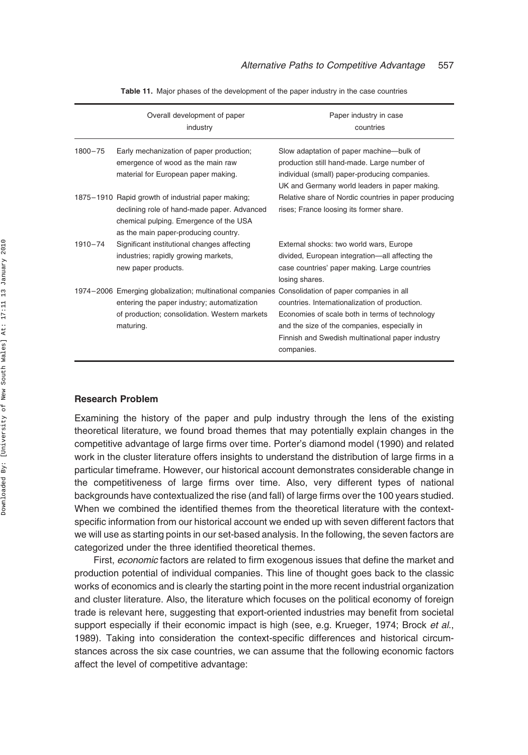**Table 11.** Major phases of the development of the paper industry in the case countries

| | Overall development of paper industry | Paper industry in case countries |
|---|---|---|
| 1800–75 | Early mechanization of paper production; emergence of wood as the main raw material for European paper making. | Slow adaptation of paper machine—bulk of production still hand-made. Large number of individual (small) paper-producing companies. UK and Germany world leaders in paper making. |
| 1875–1910 | Rapid growth of industrial paper making; declining role of hand-made paper. Advanced chemical pulping. Emergence of the USA as the main paper-producing country. | Relative share of Nordic countries in paper producing rises; France loosing its former share. |
| 1910–74 | Significant institutional changes affecting industries; rapidly growing markets, new paper products. | External shocks: two world wars, Europe divided, European integration—all affecting the case countries' paper making. Large countries losing shares. |
| 1974–2006 | Emerging globalization; multinational companies entering the paper industry; automatization of production; consolidation. Western markets maturing. | Consolidation of paper companies in all countries. Internationalization of production. Economies of scale both in terms of technology and the size of the companies, especially in Finnish and Swedish multinational paper industry companies. |

## Research Problem

Examining the history of the paper and pulp industry through the lens of the existing theoretical literature, we found broad themes that may potentially explain changes in the competitive advantage of large firms over time. Porter's diamond model (1990) and related work in the cluster literature offers insights to understand the distribution of large firms in a particular timeframe. However, our historical account demonstrates considerable change in the competitiveness of large firms over time. Also, very different types of national backgrounds have contextualized the rise (and fall) of large firms over the 100 years studied. When we combined the identified themes from the theoretical literature with the context-specific information from our historical account we ended up with seven different factors that we will use as starting points in our set-based analysis. In the following, the seven factors are categorized under the three identified theoretical themes.

First, *economic* factors are related to firm exogenous issues that define the market and production potential of individual companies. This line of thought goes back to the classic works of economics and is clearly the starting point in the more recent industrial organization and cluster literature. Also, the literature which focuses on the political economy of foreign trade is relevant here, suggesting that export-oriented industries may benefit from societal support especially if their economic impact is high (see, e.g. Krueger, 1974; Brock *et al.*, 1989). Taking into consideration the context-specific differences and historical circumstances across the six case countries, we can assume that the following economic factors affect the level of competitive advantage: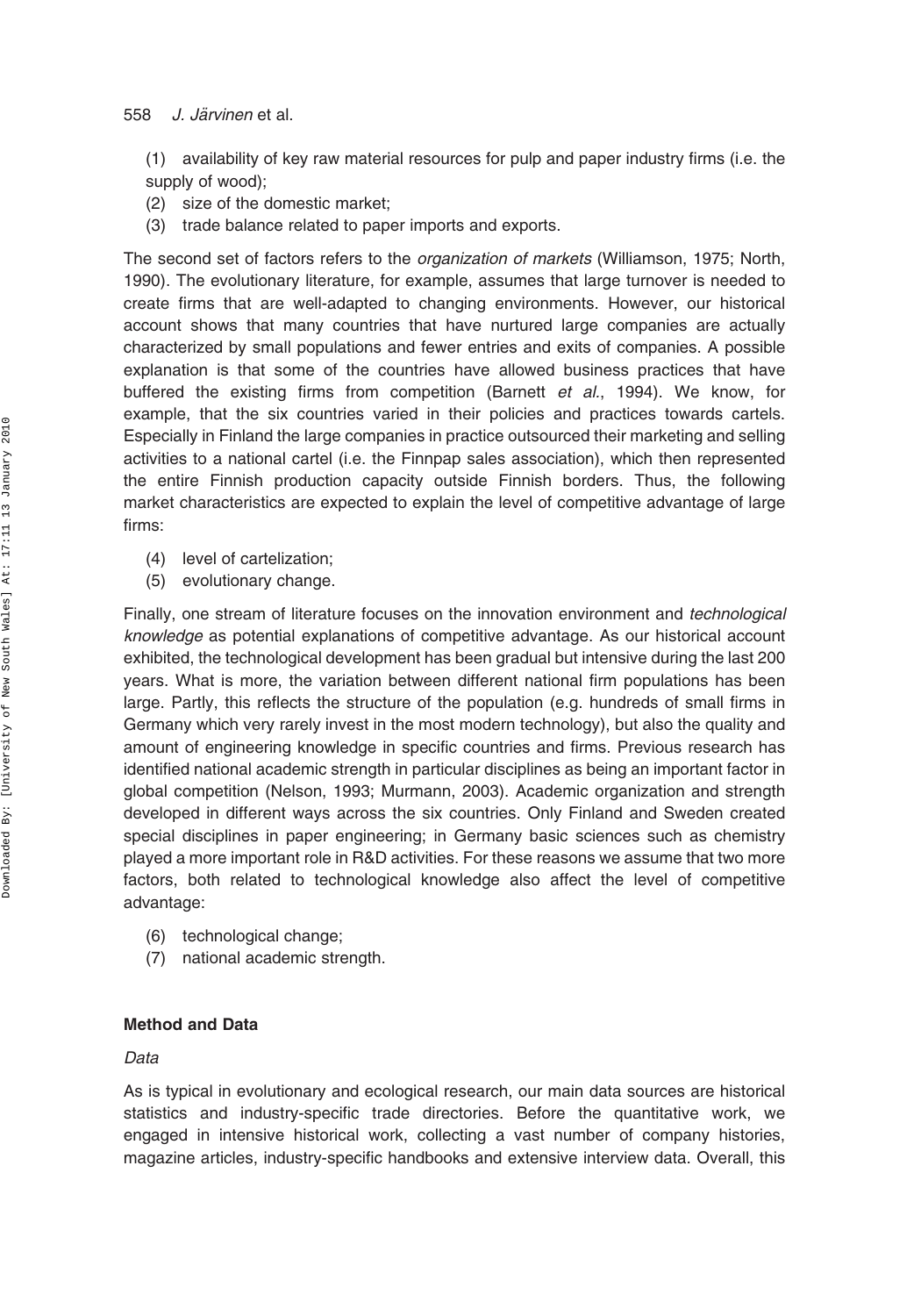(1) availability of key raw material resources for pulp and paper industry firms (i.e. the supply of wood);
(2) size of the domestic market;
(3) trade balance related to paper imports and exports.

The second set of factors refers to the *organization of markets* (Williamson, 1975; North, 1990). The evolutionary literature, for example, assumes that large turnover is needed to create firms that are well-adapted to changing environments. However, our historical account shows that many countries that have nurtured large companies are actually characterized by small populations and fewer entries and exits of companies. A possible explanation is that some of the countries have allowed business practices that have buffered the existing firms from competition (Barnett *et al.*, 1994). We know, for example, that the six countries varied in their policies and practices towards cartels. Especially in Finland the large companies in practice outsourced their marketing and selling activities to a national cartel (i.e. the Finnpap sales association), which then represented the entire Finnish production capacity outside Finnish borders. Thus, the following market characteristics are expected to explain the level of competitive advantage of large firms:

(4) level of cartelization;
(5) evolutionary change.

Finally, one stream of literature focuses on the innovation environment and *technological knowledge* as potential explanations of competitive advantage. As our historical account exhibited, the technological development has been gradual but intensive during the last 200 years. What is more, the variation between different national firm populations has been large. Partly, this reflects the structure of the population (e.g. hundreds of small firms in Germany which very rarely invest in the most modern technology), but also the quality and amount of engineering knowledge in specific countries and firms. Previous research has identified national academic strength in particular disciplines as being an important factor in global competition (Nelson, 1993; Murmann, 2003). Academic organization and strength developed in different ways across the six countries. Only Finland and Sweden created special disciplines in paper engineering; in Germany basic sciences such as chemistry played a more important role in R&D activities. For these reasons we assume that two more factors, both related to technological knowledge also affect the level of competitive advantage:

(6) technological change;
(7) national academic strength.

## Method and Data

### *Data*

As is typical in evolutionary and ecological research, our main data sources are historical statistics and industry-specific trade directories. Before the quantitative work, we engaged in intensive historical work, collecting a vast number of company histories, magazine articles, industry-specific handbooks and extensive interview data. Overall, this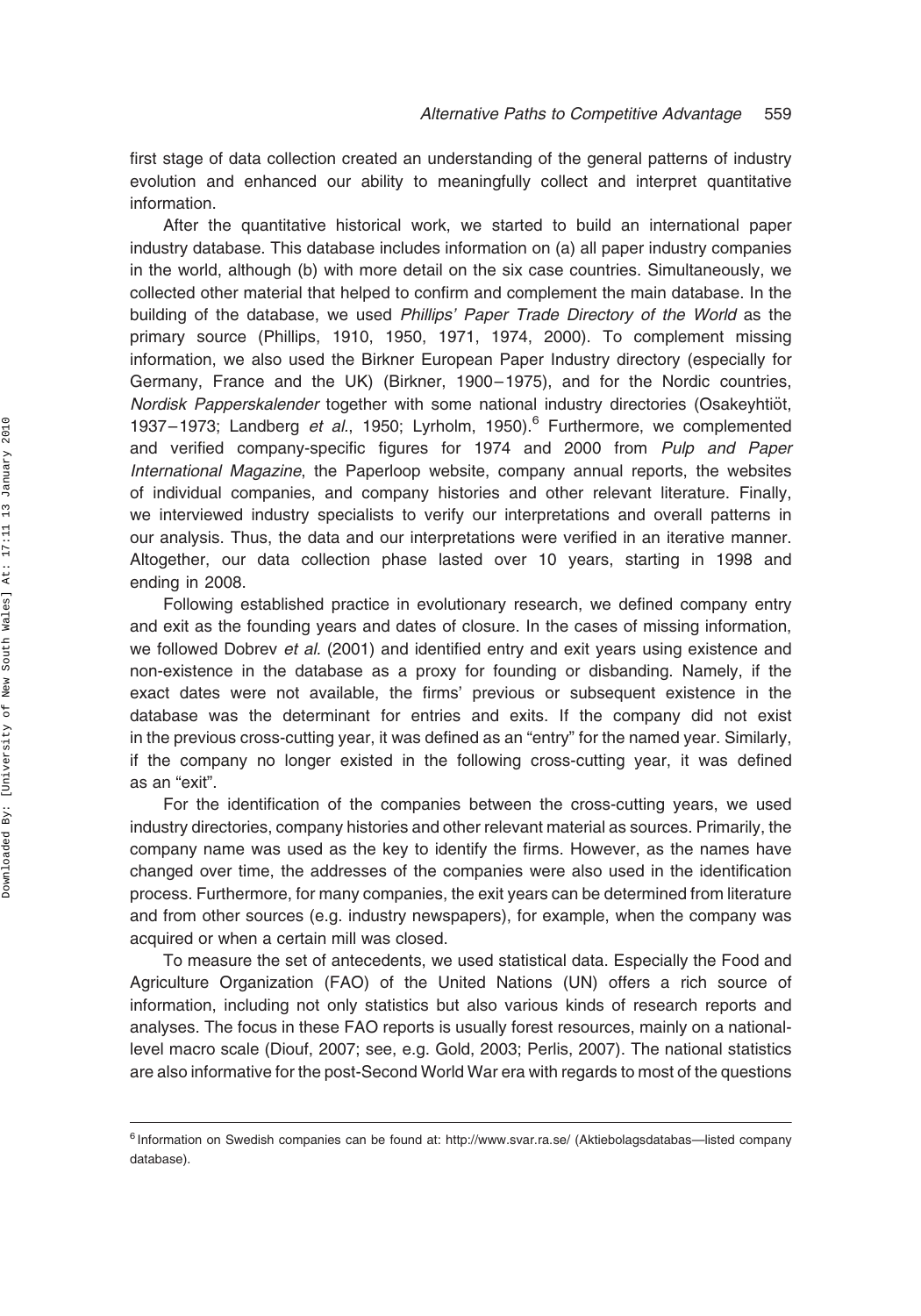first stage of data collection created an understanding of the general patterns of industry evolution and enhanced our ability to meaningfully collect and interpret quantitative information.

After the quantitative historical work, we started to build an international paper industry database. This database includes information on (a) all paper industry companies in the world, although (b) with more detail on the six case countries. Simultaneously, we collected other material that helped to confirm and complement the main database. In the building of the database, we used *Phillips' Paper Trade Directory of the World* as the primary source (Phillips, 1910, 1950, 1971, 1974, 2000). To complement missing information, we also used the Birkner European Paper Industry directory (especially for Germany, France and the UK) (Birkner, 1900–1975), and for the Nordic countries, *Nordisk Papperskalender* together with some national industry directories (Osakeyhtiöt, 1937–1973; Landberg *et al.*, 1950; Lyrholm, 1950).[6] Furthermore, we complemented and verified company-specific figures for 1974 and 2000 from *Pulp and Paper International Magazine*, the Paperloop website, company annual reports, the websites of individual companies, and company histories and other relevant literature. Finally, we interviewed industry specialists to verify our interpretations and overall patterns in our analysis. Thus, the data and our interpretations were verified in an iterative manner. Altogether, our data collection phase lasted over 10 years, starting in 1998 and ending in 2008.

Following established practice in evolutionary research, we defined company entry and exit as the founding years and dates of closure. In the cases of missing information, we followed Dobrev *et al.* (2001) and identified entry and exit years using existence and non-existence in the database as a proxy for founding or disbanding. Namely, if the exact dates were not available, the firms' previous or subsequent existence in the database was the determinant for entries and exits. If the company did not exist in the previous cross-cutting year, it was defined as an "entry" for the named year. Similarly, if the company no longer existed in the following cross-cutting year, it was defined as an "exit".

For the identification of the companies between the cross-cutting years, we used industry directories, company histories and other relevant material as sources. Primarily, the company name was used as the key to identify the firms. However, as the names have changed over time, the addresses of the companies were also used in the identification process. Furthermore, for many companies, the exit years can be determined from literature and from other sources (e.g. industry newspapers), for example, when the company was acquired or when a certain mill was closed.

To measure the set of antecedents, we used statistical data. Especially the Food and Agriculture Organization (FAO) of the United Nations (UN) offers a rich source of information, including not only statistics but also various kinds of research reports and analyses. The focus in these FAO reports is usually forest resources, mainly on a national-level macro scale (Diouf, 2007; see, e.g. Gold, 2003; Perlis, 2007). The national statistics are also informative for the post-Second World War era with regards to most of the questions

[6] Information on Swedish companies can be found at: http://www.svar.ra.se/ (Aktiebolagsdatabas—listed company database).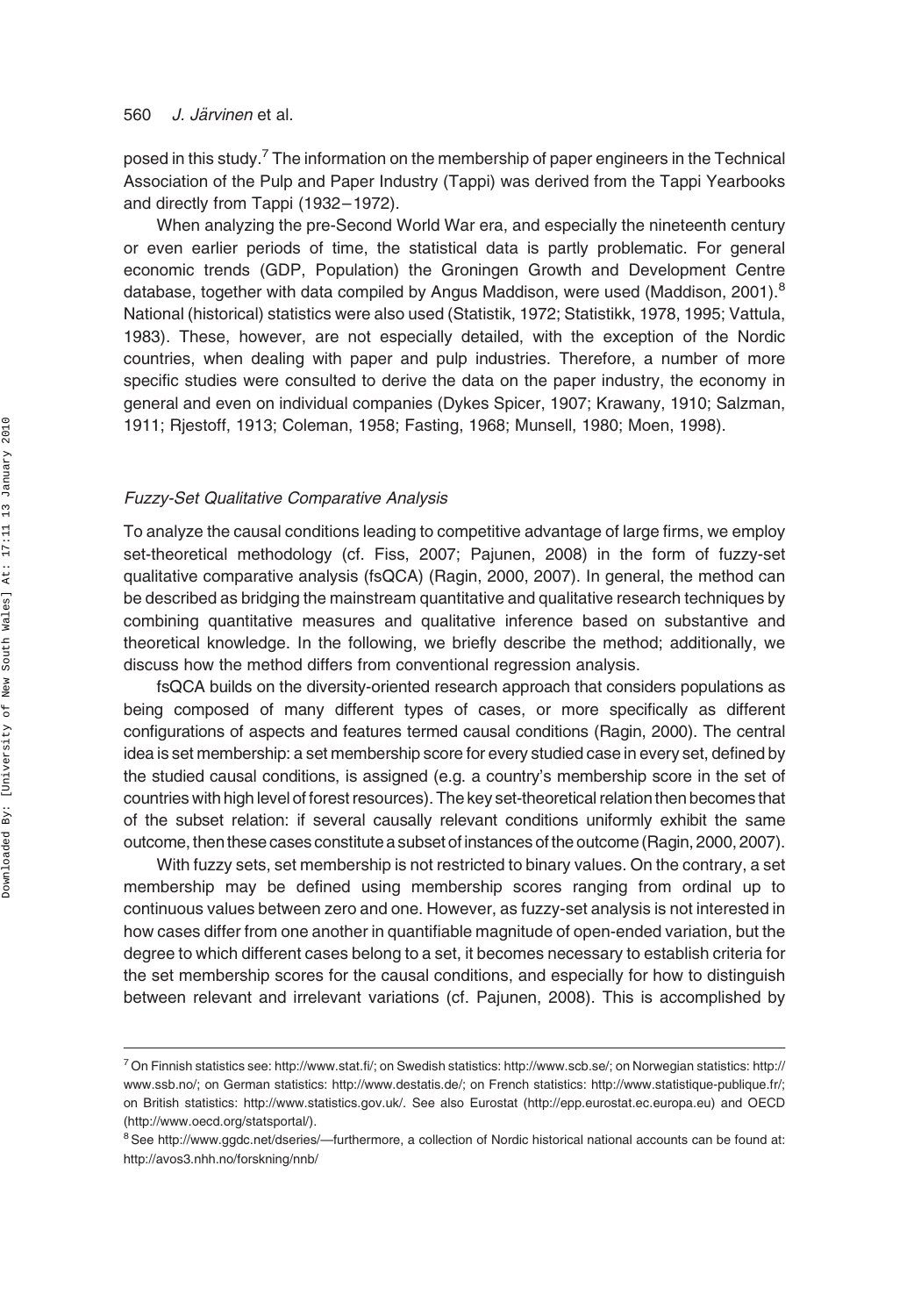posed in this study.[7] The information on the membership of paper engineers in the Technical Association of the Pulp and Paper Industry (Tappi) was derived from the Tappi Yearbooks and directly from Tappi (1932–1972).

When analyzing the pre-Second World War era, and especially the nineteenth century or even earlier periods of time, the statistical data is partly problematic. For general economic trends (GDP, Population) the Groningen Growth and Development Centre database, together with data compiled by Angus Maddison, were used (Maddison, 2001).[8] National (historical) statistics were also used (Statistik, 1972; Statistikk, 1978, 1995; Vattula, 1983). These, however, are not especially detailed, with the exception of the Nordic countries, when dealing with paper and pulp industries. Therefore, a number of more specific studies were consulted to derive the data on the paper industry, the economy in general and even on individual companies (Dykes Spicer, 1907; Krawany, 1910; Salzman, 1911; Rjestoff, 1913; Coleman, 1958; Fasting, 1968; Munsell, 1980; Moen, 1998).

### *Fuzzy-Set Qualitative Comparative Analysis*

To analyze the causal conditions leading to competitive advantage of large firms, we employ set-theoretical methodology (cf. Fiss, 2007; Pajunen, 2008) in the form of fuzzy-set qualitative comparative analysis (fsQCA) (Ragin, 2000, 2007). In general, the method can be described as bridging the mainstream quantitative and qualitative research techniques by combining quantitative measures and qualitative inference based on substantive and theoretical knowledge. In the following, we briefly describe the method; additionally, we discuss how the method differs from conventional regression analysis.

fsQCA builds on the diversity-oriented research approach that considers populations as being composed of many different types of cases, or more specifically as different configurations of aspects and features termed causal conditions (Ragin, 2000). The central idea is set membership: a set membership score for every studied case in every set, defined by the studied causal conditions, is assigned (e.g. a country's membership score in the set of countries with high level of forest resources). The key set-theoretical relation then becomes that of the subset relation: if several causally relevant conditions uniformly exhibit the same outcome, then these cases constitute a subset of instances of the outcome (Ragin, 2000, 2007).

With fuzzy sets, set membership is not restricted to binary values. On the contrary, a set membership may be defined using membership scores ranging from ordinal up to continuous values between zero and one. However, as fuzzy-set analysis is not interested in how cases differ from one another in quantifiable magnitude of open-ended variation, but the degree to which different cases belong to a set, it becomes necessary to establish criteria for the set membership scores for the causal conditions, and especially for how to distinguish between relevant and irrelevant variations (cf. Pajunen, 2008). This is accomplished by

---

[7] On Finnish statistics see: http://www.stat.fi/; on Swedish statistics: http://www.scb.se/; on Norwegian statistics: http://www.ssb.no/; on German statistics: http://www.destatis.de/; on French statistics: http://www.statistique-publique.fr/; on British statistics: http://www.statistics.gov.uk/. See also Eurostat (http://epp.eurostat.ec.europa.eu) and OECD (http://www.oecd.org/statsportal/).

[8] See http://www.ggdc.net/dseries/—furthermore, a collection of Nordic historical national accounts can be found at: http://avos3.nhh.no/forskning/nnb/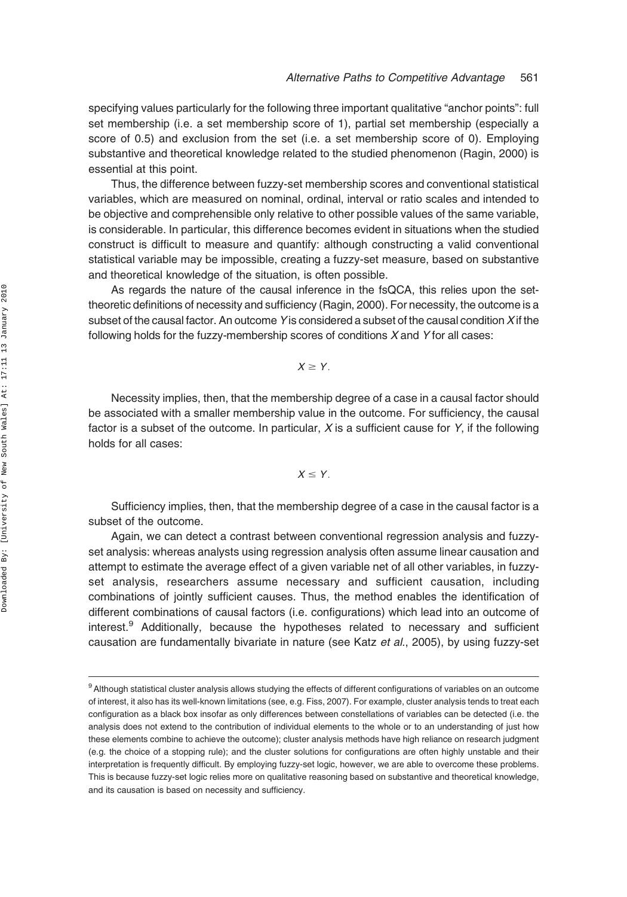specifying values particularly for the following three important qualitative "anchor points": full set membership (i.e. a set membership score of 1), partial set membership (especially a score of 0.5) and exclusion from the set (i.e. a set membership score of 0). Employing substantive and theoretical knowledge related to the studied phenomenon (Ragin, 2000) is essential at this point.

Thus, the difference between fuzzy-set membership scores and conventional statistical variables, which are measured on nominal, ordinal, interval or ratio scales and intended to be objective and comprehensible only relative to other possible values of the same variable, is considerable. In particular, this difference becomes evident in situations when the studied construct is difficult to measure and quantify: although constructing a valid conventional statistical variable may be impossible, creating a fuzzy-set measure, based on substantive and theoretical knowledge of the situation, is often possible.

As regards the nature of the causal inference in the fsQCA, this relies upon the set-theoretic definitions of necessity and sufficiency (Ragin, 2000). For necessity, the outcome is a subset of the causal factor. An outcome $Y$ is considered a subset of the causal condition $X$ if the following holds for the fuzzy-membership scores of conditions $X$ and $Y$ for all cases:

$$X \geq Y.$$

Necessity implies, then, that the membership degree of a case in a causal factor should be associated with a smaller membership value in the outcome. For sufficiency, the causal factor is a subset of the outcome. In particular, $X$ is a sufficient cause for $Y$, if the following holds for all cases:

$$X \leq Y.$$

Sufficiency implies, then, that the membership degree of a case in the causal factor is a subset of the outcome.

Again, we can detect a contrast between conventional regression analysis and fuzzy-set analysis: whereas analysts using regression analysis often assume linear causation and attempt to estimate the average effect of a given variable net of all other variables, in fuzzy-set analysis, researchers assume necessary and sufficient causation, including combinations of jointly sufficient causes. Thus, the method enables the identification of different combinations of causal factors (i.e. configurations) which lead into an outcome of interest.[9] Additionally, because the hypotheses related to necessary and sufficient causation are fundamentally bivariate in nature (see Katz *et al.*, 2005), by using fuzzy-set

[9] Although statistical cluster analysis allows studying the effects of different configurations of variables on an outcome of interest, it also has its well-known limitations (see, e.g. Fiss, 2007). For example, cluster analysis tends to treat each configuration as a black box insofar as only differences between constellations of variables can be detected (i.e. the analysis does not extend to the contribution of individual elements to the whole or to an understanding of just how these elements combine to achieve the outcome); cluster analysis methods have high reliance on research judgment (e.g. the choice of a stopping rule); and the cluster solutions for configurations are often highly unstable and their interpretation is frequently difficult. By employing fuzzy-set logic, however, we are able to overcome these problems. This is because fuzzy-set logic relies more on qualitative reasoning based on substantive and theoretical knowledge, and its causation is based on necessity and sufficiency.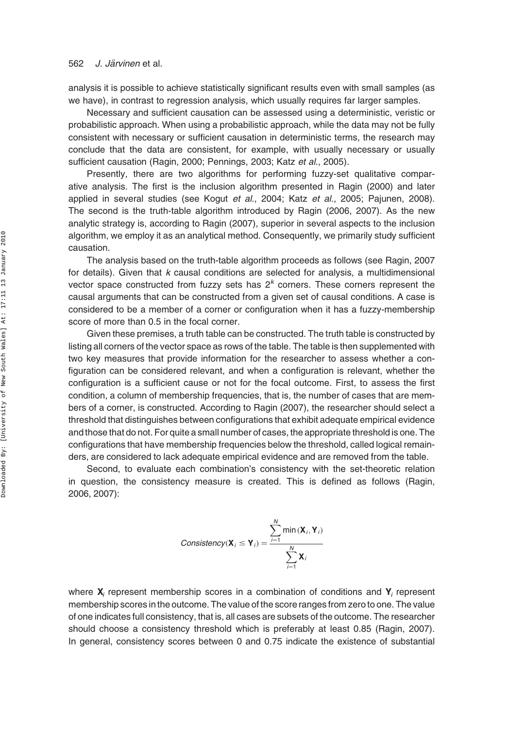analysis it is possible to achieve statistically significant results even with small samples (as we have), in contrast to regression analysis, which usually requires far larger samples.

Necessary and sufficient causation can be assessed using a deterministic, veristic or probabilistic approach. When using a probabilistic approach, while the data may not be fully consistent with necessary or sufficient causation in deterministic terms, the research may conclude that the data are consistent, for example, with usually necessary or usually sufficient causation (Ragin, 2000; Pennings, 2003; Katz *et al.*, 2005).

Presently, there are two algorithms for performing fuzzy-set qualitative comparative analysis. The first is the inclusion algorithm presented in Ragin (2000) and later applied in several studies (see Kogut *et al.*, 2004; Katz *et al.*, 2005; Pajunen, 2008). The second is the truth-table algorithm introduced by Ragin (2006, 2007). As the new analytic strategy is, according to Ragin (2007), superior in several aspects to the inclusion algorithm, we employ it as an analytical method. Consequently, we primarily study sufficient causation.

The analysis based on the truth-table algorithm proceeds as follows (see Ragin, 2007 for details). Given that $k$ causal conditions are selected for analysis, a multidimensional vector space constructed from fuzzy sets has $2^k$ corners. These corners represent the causal arguments that can be constructed from a given set of causal conditions. A case is considered to be a member of a corner or configuration when it has a fuzzy-membership score of more than 0.5 in the focal corner.

Given these premises, a truth table can be constructed. The truth table is constructed by listing all corners of the vector space as rows of the table. The table is then supplemented with two key measures that provide information for the researcher to assess whether a configuration can be considered relevant, and when a configuration is relevant, whether the configuration is a sufficient cause or not for the focal outcome. First, to assess the first condition, a column of membership frequencies, that is, the number of cases that are members of a corner, is constructed. According to Ragin (2007), the researcher should select a threshold that distinguishes between configurations that exhibit adequate empirical evidence and those that do not. For quite a small number of cases, the appropriate threshold is one. The configurations that have membership frequencies below the threshold, called logical remainders, are considered to lack adequate empirical evidence and are removed from the table.

Second, to evaluate each combination's consistency with the set-theoretic relation in question, the consistency measure is created. This is defined as follows (Ragin, 2006, 2007):

$$\mathit{Consistency}(\mathbf{X}_i \leq \mathbf{Y}_i) = \frac{\sum_{i=1}^{N} \min(\mathbf{X}_i, \mathbf{Y}_i)}{\sum_{i=1}^{N} \mathbf{X}_i}$$

where $\mathbf{X}_i$ represent membership scores in a combination of conditions and $\mathbf{Y}_i$ represent membership scores in the outcome. The value of the score ranges from zero to one. The value of one indicates full consistency, that is, all cases are subsets of the outcome. The researcher should choose a consistency threshold which is preferably at least 0.85 (Ragin, 2007). In general, consistency scores between 0 and 0.75 indicate the existence of substantial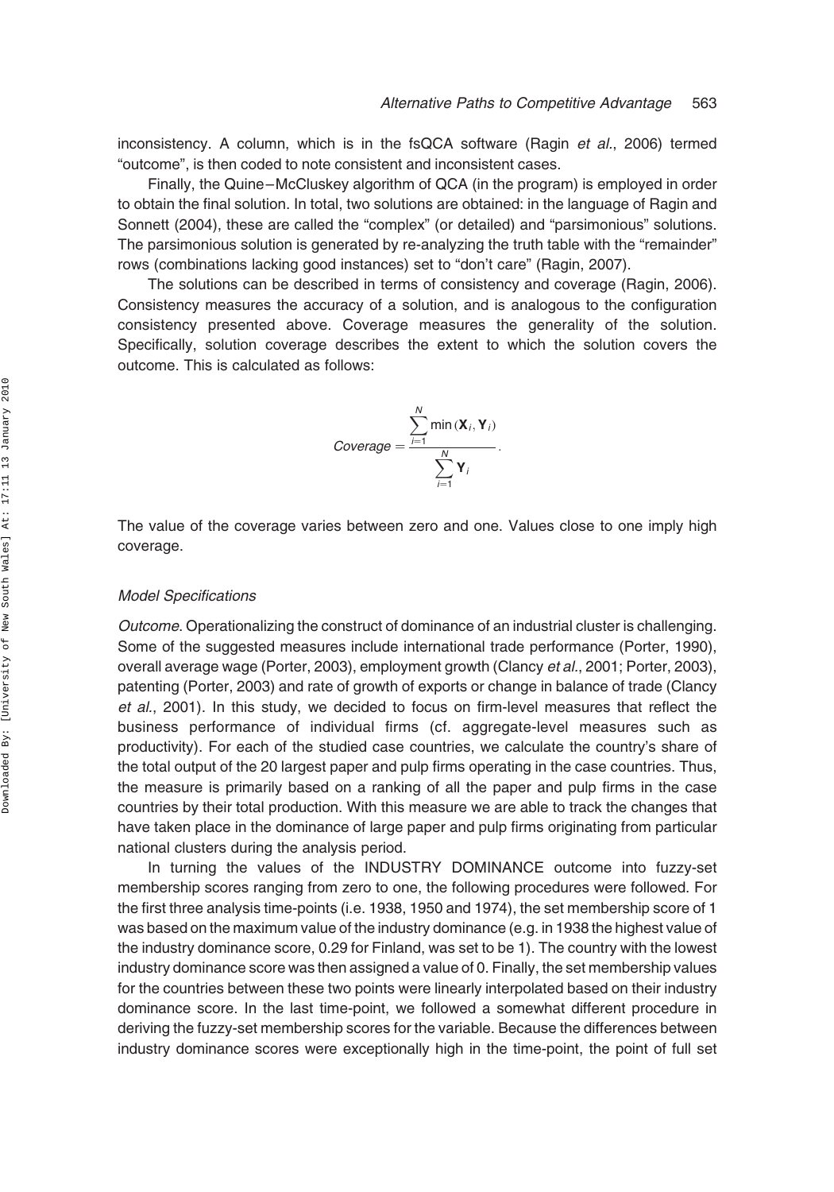inconsistency. A column, which is in the fsQCA software (Ragin *et al.*, 2006) termed "outcome", is then coded to note consistent and inconsistent cases.

Finally, the Quine–McCluskey algorithm of QCA (in the program) is employed in order to obtain the final solution. In total, two solutions are obtained: in the language of Ragin and Sonnett (2004), these are called the "complex" (or detailed) and "parsimonious" solutions. The parsimonious solution is generated by re-analyzing the truth table with the "remainder" rows (combinations lacking good instances) set to "don't care" (Ragin, 2007).

The solutions can be described in terms of consistency and coverage (Ragin, 2006). Consistency measures the accuracy of a solution, and is analogous to the configuration consistency presented above. Coverage measures the generality of the solution. Specifically, solution coverage describes the extent to which the solution covers the outcome. This is calculated as follows:

$$Coverage = \frac{\sum_{i=1}^{N} \min(\mathbf{X}_i, \mathbf{Y}_i)}{\sum_{i=1}^{N} \mathbf{Y}_i}.$$

The value of the coverage varies between zero and one. Values close to one imply high coverage.

### *Model Specifications*

*Outcome*. Operationalizing the construct of dominance of an industrial cluster is challenging. Some of the suggested measures include international trade performance (Porter, 1990), overall average wage (Porter, 2003), employment growth (Clancy *et al.*, 2001; Porter, 2003), patenting (Porter, 2003) and rate of growth of exports or change in balance of trade (Clancy *et al.*, 2001). In this study, we decided to focus on firm-level measures that reflect the business performance of individual firms (cf. aggregate-level measures such as productivity). For each of the studied case countries, we calculate the country's share of the total output of the 20 largest paper and pulp firms operating in the case countries. Thus, the measure is primarily based on a ranking of all the paper and pulp firms in the case countries by their total production. With this measure we are able to track the changes that have taken place in the dominance of large paper and pulp firms originating from particular national clusters during the analysis period.

In turning the values of the INDUSTRY DOMINANCE outcome into fuzzy-set membership scores ranging from zero to one, the following procedures were followed. For the first three analysis time-points (i.e. 1938, 1950 and 1974), the set membership score of 1 was based on the maximum value of the industry dominance (e.g. in 1938 the highest value of the industry dominance score, 0.29 for Finland, was set to be 1). The country with the lowest industry dominance score was then assigned a value of 0. Finally, the set membership values for the countries between these two points were linearly interpolated based on their industry dominance score. In the last time-point, we followed a somewhat different procedure in deriving the fuzzy-set membership scores for the variable. Because the differences between industry dominance scores were exceptionally high in the time-point, the point of full set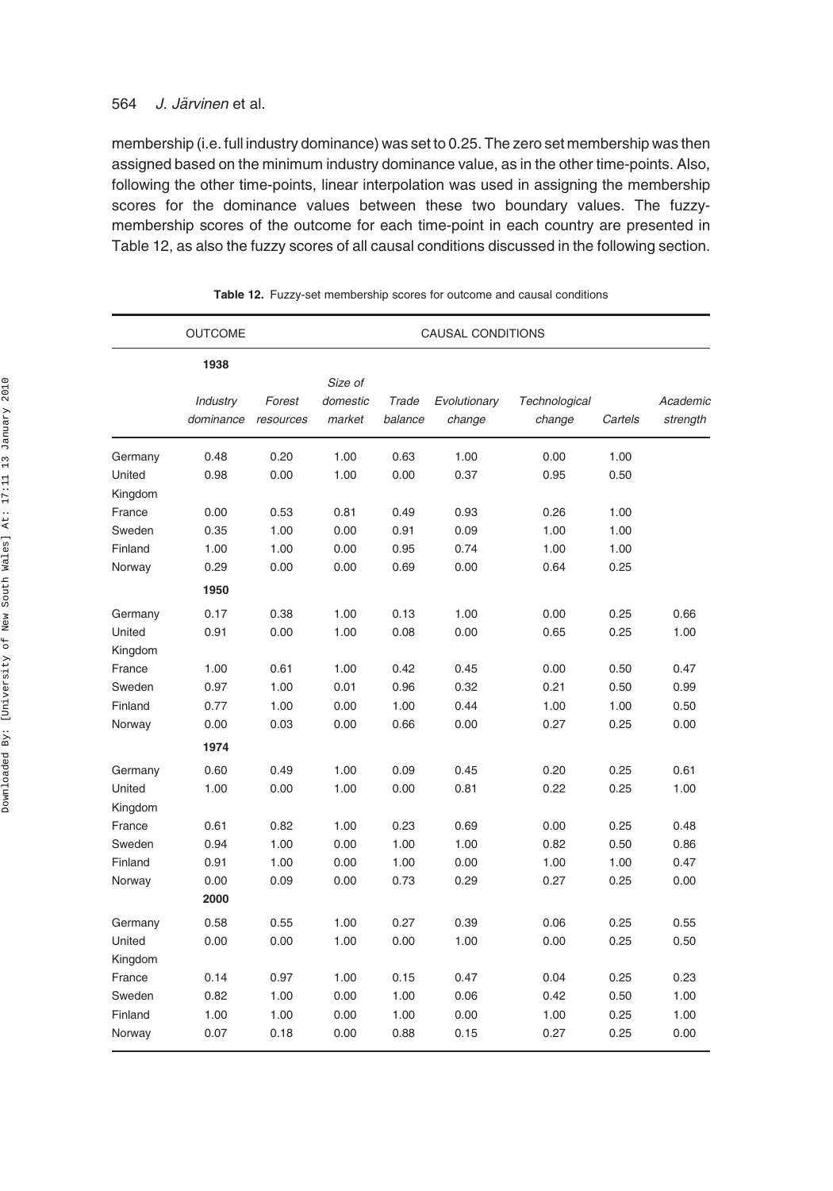membership (i.e. full industry dominance) was set to 0.25. The zero set membership was then assigned based on the minimum industry dominance value, as in the other time-points. Also, following the other time-points, linear interpolation was used in assigning the membership scores for the dominance values between these two boundary values. The fuzzy-membership scores of the outcome for each time-point in each country are presented in Table 12, as also the fuzzy scores of all causal conditions discussed in the following section.

**Table 12.** Fuzzy-set membership scores for outcome and causal conditions

| | OUTCOME | CAUSAL CONDITIONS | | | | | | |
|---|---|---|---|---|---|---|---|---|
| | **1938** | | | | | | | |
| | *Industry dominance* | *Forest resources* | *Size of domestic market* | *Trade balance* | *Evolutionary change* | *Technological change* | *Cartels* | *Academic strength* |
| Germany | 0.48 | 0.20 | 1.00 | 0.63 | 1.00 | 0.00 | 1.00 | |
| United Kingdom | 0.98 | 0.00 | 1.00 | 0.00 | 0.37 | 0.95 | 0.50 | |
| France | 0.00 | 0.53 | 0.81 | 0.49 | 0.93 | 0.26 | 1.00 | |
| Sweden | 0.35 | 1.00 | 0.00 | 0.91 | 0.09 | 1.00 | 1.00 | |
| Finland | 1.00 | 1.00 | 0.00 | 0.95 | 0.74 | 1.00 | 1.00 | |
| Norway | 0.29 | 0.00 | 0.00 | 0.69 | 0.00 | 0.64 | 0.25 | |
| | **1950** | | | | | | | |
| Germany | 0.17 | 0.38 | 1.00 | 0.13 | 1.00 | 0.00 | 0.25 | 0.66 |
| United Kingdom | 0.91 | 0.00 | 1.00 | 0.08 | 0.00 | 0.65 | 0.25 | 1.00 |
| France | 1.00 | 0.61 | 1.00 | 0.42 | 0.45 | 0.00 | 0.50 | 0.47 |
| Sweden | 0.97 | 1.00 | 0.01 | 0.96 | 0.32 | 0.21 | 0.50 | 0.99 |
| Finland | 0.77 | 1.00 | 0.00 | 1.00 | 0.44 | 1.00 | 1.00 | 0.50 |
| Norway | 0.00 | 0.03 | 0.00 | 0.66 | 0.00 | 0.27 | 0.25 | 0.00 |
| | **1974** | | | | | | | |
| Germany | 0.60 | 0.49 | 1.00 | 0.09 | 0.45 | 0.20 | 0.25 | 0.61 |
| United Kingdom | 1.00 | 0.00 | 1.00 | 0.00 | 0.81 | 0.22 | 0.25 | 1.00 |
| France | 0.61 | 0.82 | 1.00 | 0.23 | 0.69 | 0.00 | 0.25 | 0.48 |
| Sweden | 0.94 | 1.00 | 0.00 | 1.00 | 1.00 | 0.82 | 0.50 | 0.86 |
| Finland | 0.91 | 1.00 | 0.00 | 1.00 | 0.00 | 1.00 | 1.00 | 0.47 |
| Norway | 0.00 | 0.09 | 0.00 | 0.73 | 0.29 | 0.27 | 0.25 | 0.00 |
| | **2000** | | | | | | | |
| Germany | 0.58 | 0.55 | 1.00 | 0.27 | 0.39 | 0.06 | 0.25 | 0.55 |
| United Kingdom | 0.00 | 0.00 | 1.00 | 0.00 | 1.00 | 0.00 | 0.25 | 0.50 |
| France | 0.14 | 0.97 | 1.00 | 0.15 | 0.47 | 0.04 | 0.25 | 0.23 |
| Sweden | 0.82 | 1.00 | 0.00 | 1.00 | 0.06 | 0.42 | 0.50 | 1.00 |
| Finland | 1.00 | 1.00 | 0.00 | 1.00 | 0.00 | 1.00 | 0.25 | 1.00 |
| Norway | 0.07 | 0.18 | 0.00 | 0.88 | 0.15 | 0.27 | 0.25 | 0.00 |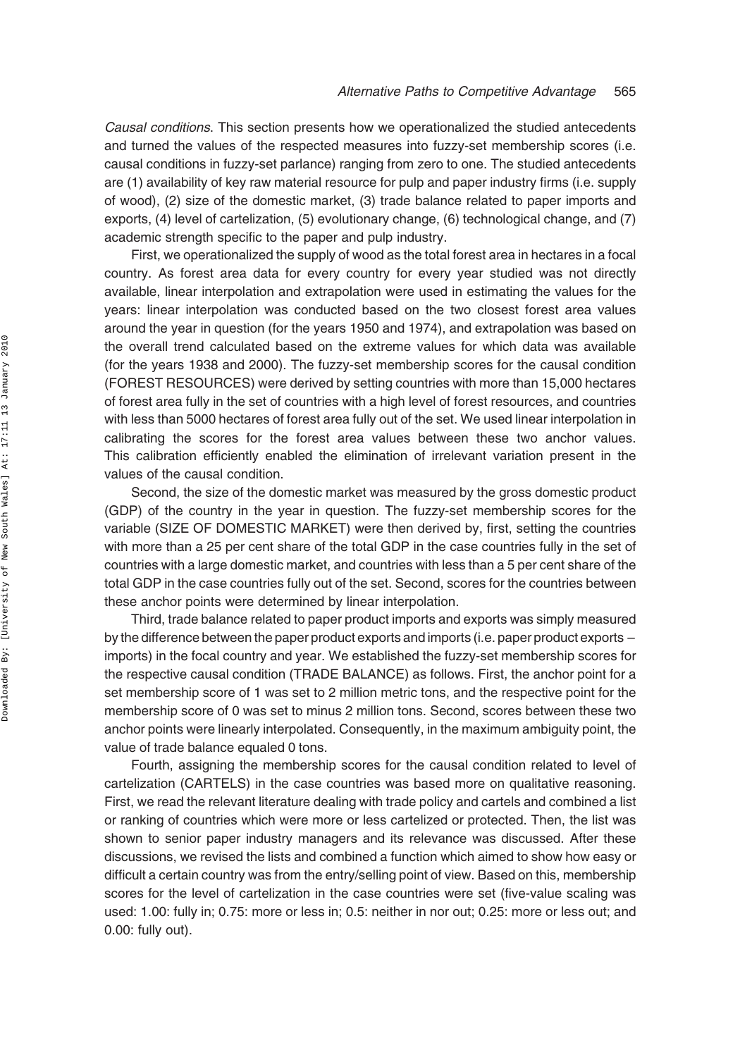*Causal conditions*. This section presents how we operationalized the studied antecedents and turned the values of the respected measures into fuzzy-set membership scores (i.e. causal conditions in fuzzy-set parlance) ranging from zero to one. The studied antecedents are (1) availability of key raw material resource for pulp and paper industry firms (i.e. supply of wood), (2) size of the domestic market, (3) trade balance related to paper imports and exports, (4) level of cartelization, (5) evolutionary change, (6) technological change, and (7) academic strength specific to the paper and pulp industry.

First, we operationalized the supply of wood as the total forest area in hectares in a focal country. As forest area data for every country for every year studied was not directly available, linear interpolation and extrapolation were used in estimating the values for the years: linear interpolation was conducted based on the two closest forest area values around the year in question (for the years 1950 and 1974), and extrapolation was based on the overall trend calculated based on the extreme values for which data was available (for the years 1938 and 2000). The fuzzy-set membership scores for the causal condition (FOREST RESOURCES) were derived by setting countries with more than 15,000 hectares of forest area fully in the set of countries with a high level of forest resources, and countries with less than 5000 hectares of forest area fully out of the set. We used linear interpolation in calibrating the scores for the forest area values between these two anchor values. This calibration efficiently enabled the elimination of irrelevant variation present in the values of the causal condition.

Second, the size of the domestic market was measured by the gross domestic product (GDP) of the country in the year in question. The fuzzy-set membership scores for the variable (SIZE OF DOMESTIC MARKET) were then derived by, first, setting the countries with more than a 25 per cent share of the total GDP in the case countries fully in the set of countries with a large domestic market, and countries with less than a 5 per cent share of the total GDP in the case countries fully out of the set. Second, scores for the countries between these anchor points were determined by linear interpolation.

Third, trade balance related to paper product imports and exports was simply measured by the difference between the paper product exports and imports (i.e. paper product exports – imports) in the focal country and year. We established the fuzzy-set membership scores for the respective causal condition (TRADE BALANCE) as follows. First, the anchor point for a set membership score of 1 was set to 2 million metric tons, and the respective point for the membership score of 0 was set to minus 2 million tons. Second, scores between these two anchor points were linearly interpolated. Consequently, in the maximum ambiguity point, the value of trade balance equaled 0 tons.

Fourth, assigning the membership scores for the causal condition related to level of cartelization (CARTELS) in the case countries was based more on qualitative reasoning. First, we read the relevant literature dealing with trade policy and cartels and combined a list or ranking of countries which were more or less cartelized or protected. Then, the list was shown to senior paper industry managers and its relevance was discussed. After these discussions, we revised the lists and combined a function which aimed to show how easy or difficult a certain country was from the entry/selling point of view. Based on this, membership scores for the level of cartelization in the case countries were set (five-value scaling was used: 1.00: fully in; 0.75: more or less in; 0.5: neither in nor out; 0.25: more or less out; and 0.00: fully out).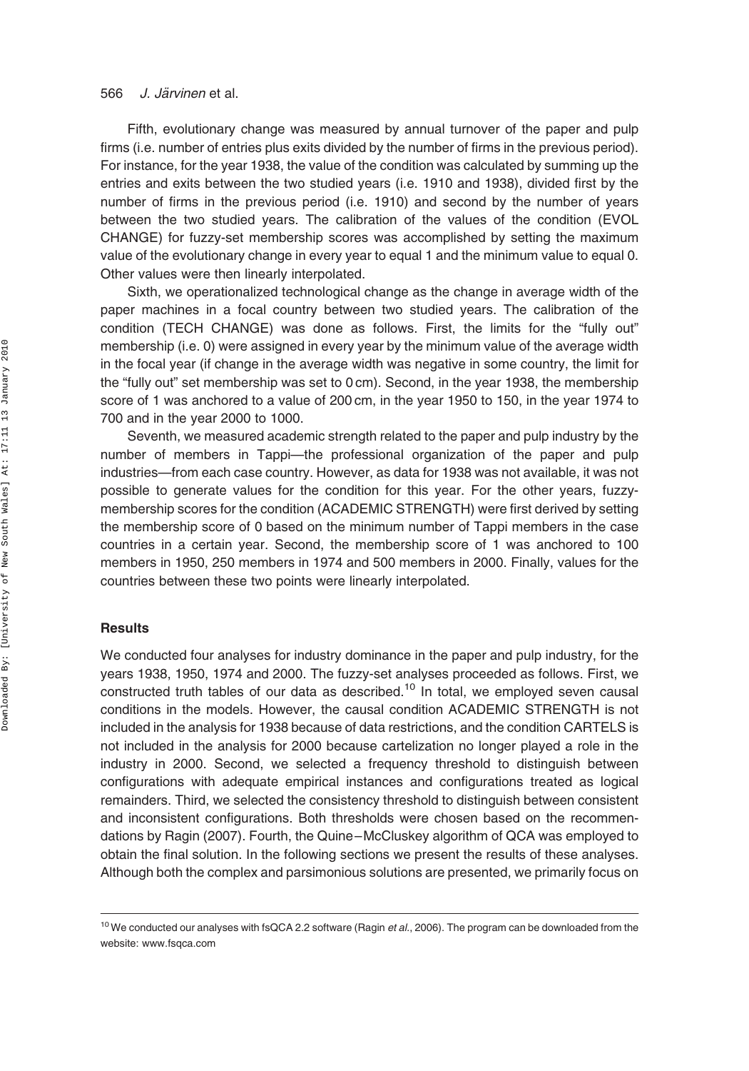Fifth, evolutionary change was measured by annual turnover of the paper and pulp firms (i.e. number of entries plus exits divided by the number of firms in the previous period). For instance, for the year 1938, the value of the condition was calculated by summing up the entries and exits between the two studied years (i.e. 1910 and 1938), divided first by the number of firms in the previous period (i.e. 1910) and second by the number of years between the two studied years. The calibration of the values of the condition (EVOL CHANGE) for fuzzy-set membership scores was accomplished by setting the maximum value of the evolutionary change in every year to equal 1 and the minimum value to equal 0. Other values were then linearly interpolated.

Sixth, we operationalized technological change as the change in average width of the paper machines in a focal country between two studied years. The calibration of the condition (TECH CHANGE) was done as follows. First, the limits for the "fully out" membership (i.e. 0) were assigned in every year by the minimum value of the average width in the focal year (if change in the average width was negative in some country, the limit for the "fully out" set membership was set to 0 cm). Second, in the year 1938, the membership score of 1 was anchored to a value of 200 cm, in the year 1950 to 150, in the year 1974 to 700 and in the year 2000 to 1000.

Seventh, we measured academic strength related to the paper and pulp industry by the number of members in Tappi—the professional organization of the paper and pulp industries—from each case country. However, as data for 1938 was not available, it was not possible to generate values for the condition for this year. For the other years, fuzzy-membership scores for the condition (ACADEMIC STRENGTH) were first derived by setting the membership score of 0 based on the minimum number of Tappi members in the case countries in a certain year. Second, the membership score of 1 was anchored to 100 members in 1950, 250 members in 1974 and 500 members in 2000. Finally, values for the countries between these two points were linearly interpolated.

## Results

We conducted four analyses for industry dominance in the paper and pulp industry, for the years 1938, 1950, 1974 and 2000. The fuzzy-set analyses proceeded as follows. First, we constructed truth tables of our data as described.[10] In total, we employed seven causal conditions in the models. However, the causal condition ACADEMIC STRENGTH is not included in the analysis for 1938 because of data restrictions, and the condition CARTELS is not included in the analysis for 2000 because cartelization no longer played a role in the industry in 2000. Second, we selected a frequency threshold to distinguish between configurations with adequate empirical instances and configurations treated as logical remainders. Third, we selected the consistency threshold to distinguish between consistent and inconsistent configurations. Both thresholds were chosen based on the recommendations by Ragin (2007). Fourth, the Quine–McCluskey algorithm of QCA was employed to obtain the final solution. In the following sections we present the results of these analyses. Although both the complex and parsimonious solutions are presented, we primarily focus on

[10] We conducted our analyses with fsQCA 2.2 software (Ragin *et al.*, 2006). The program can be downloaded from the website: www.fsqca.com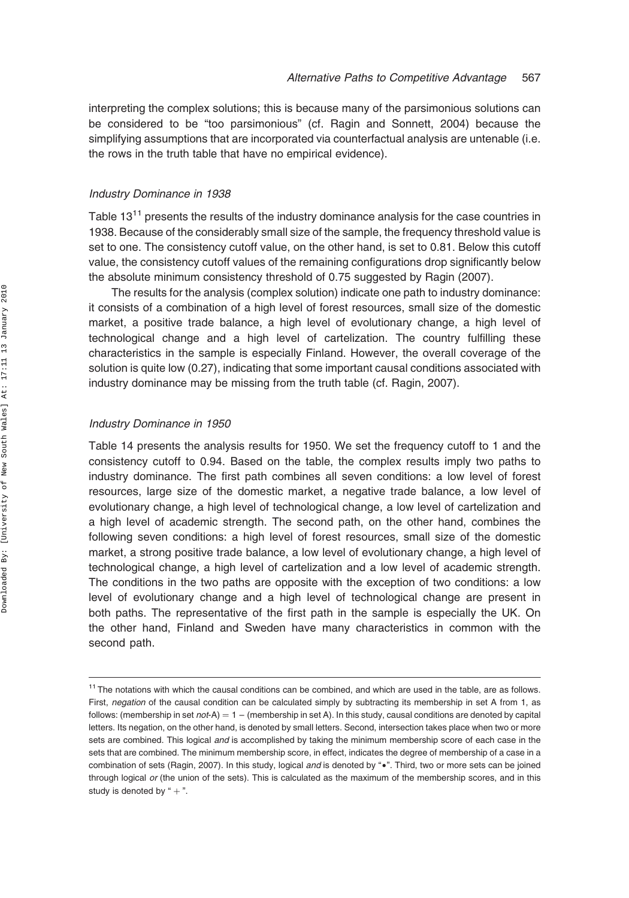interpreting the complex solutions; this is because many of the parsimonious solutions can be considered to be "too parsimonious" (cf. Ragin and Sonnett, 2004) because the simplifying assumptions that are incorporated via counterfactual analysis are untenable (i.e. the rows in the truth table that have no empirical evidence).

### *Industry Dominance in 1938*

Table 13[11] presents the results of the industry dominance analysis for the case countries in 1938. Because of the considerably small size of the sample, the frequency threshold value is set to one. The consistency cutoff value, on the other hand, is set to 0.81. Below this cutoff value, the consistency cutoff values of the remaining configurations drop significantly below the absolute minimum consistency threshold of 0.75 suggested by Ragin (2007).

The results for the analysis (complex solution) indicate one path to industry dominance: it consists of a combination of a high level of forest resources, small size of the domestic market, a positive trade balance, a high level of evolutionary change, a high level of technological change and a high level of cartelization. The country fulfilling these characteristics in the sample is especially Finland. However, the overall coverage of the solution is quite low (0.27), indicating that some important causal conditions associated with industry dominance may be missing from the truth table (cf. Ragin, 2007).

### *Industry Dominance in 1950*

Table 14 presents the analysis results for 1950. We set the frequency cutoff to 1 and the consistency cutoff to 0.94. Based on the table, the complex results imply two paths to industry dominance. The first path combines all seven conditions: a low level of forest resources, large size of the domestic market, a negative trade balance, a low level of evolutionary change, a high level of technological change, a low level of cartelization and a high level of academic strength. The second path, on the other hand, combines the following seven conditions: a high level of forest resources, small size of the domestic market, a strong positive trade balance, a low level of evolutionary change, a high level of technological change, a high level of cartelization and a low level of academic strength. The conditions in the two paths are opposite with the exception of two conditions: a low level of evolutionary change and a high level of technological change are present in both paths. The representative of the first path in the sample is especially the UK. On the other hand, Finland and Sweden have many characteristics in common with the second path.

---

[11] The notations with which the causal conditions can be combined, and which are used in the table, are as follows. First, *negation* of the causal condition can be calculated simply by subtracting its membership in set A from 1, as follows: (membership in set *not*-A) = 1 – (membership in set A). In this study, causal conditions are denoted by capital letters. Its negation, on the other hand, is denoted by small letters. Second, intersection takes place when two or more sets are combined. This logical *and* is accomplished by taking the minimum membership score of each case in the sets that are combined. The minimum membership score, in effect, indicates the degree of membership of a case in a combination of sets (Ragin, 2007). In this study, logical *and* is denoted by "•". Third, two or more sets can be joined through logical *or* (the union of the sets). This is calculated as the maximum of the membership scores, and in this study is denoted by "+".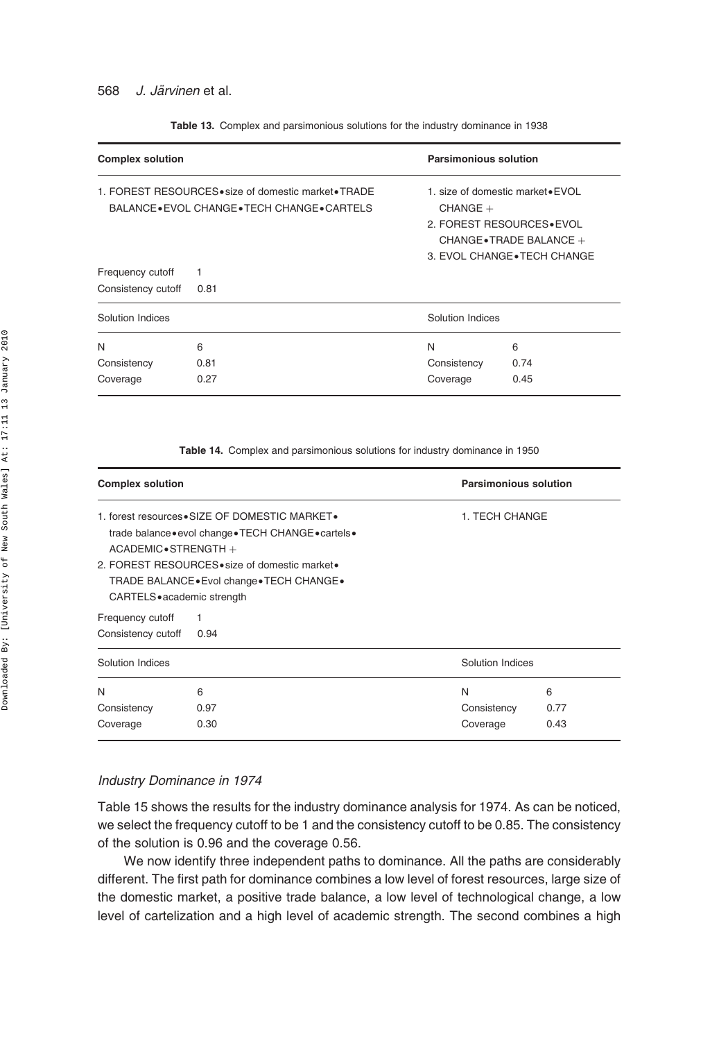**Table 13.** Complex and parsimonious solutions for the industry dominance in 1938

| Complex solution | | Parsimonious solution | |
|---|---|---|---|
| 1. FOREST RESOURCES•size of domestic market•TRADE BALANCE•EVOL CHANGE•TECH CHANGE•CARTELS | | 1. size of domestic market•EVOL CHANGE + 2. FOREST RESOURCES•EVOL CHANGE•TRADE BALANCE + 3. EVOL CHANGE•TECH CHANGE | |
| Frequency cutoff | 1 | | |
| Consistency cutoff | 0.81 | | |
| Solution Indices | | Solution Indices | |
| N | 6 | N | 6 |
| Consistency | 0.81 | Consistency | 0.74 |
| Coverage | 0.27 | Coverage | 0.45 |

**Table 14.** Complex and parsimonious solutions for industry dominance in 1950

| Complex solution | | Parsimonious solution | |
|---|---|---|---|
| 1. forest resources•SIZE OF DOMESTIC MARKET•trade balance•evol change•TECH CHANGE•cartels•ACADEMIC•STRENGTH + 2. FOREST RESOURCES•size of domestic market•TRADE BALANCE•Evol change•TECH CHANGE•CARTELS•academic strength | | 1. TECH CHANGE | |
| Frequency cutoff | 1 | | |
| Consistency cutoff | 0.94 | | |
| Solution Indices | | Solution Indices | |
| N | 6 | N | 6 |
| Consistency | 0.97 | Consistency | 0.77 |
| Coverage | 0.30 | Coverage | 0.43 |

### *Industry Dominance in 1974*

Table 15 shows the results for the industry dominance analysis for 1974. As can be noticed, we select the frequency cutoff to be 1 and the consistency cutoff to be 0.85. The consistency of the solution is 0.96 and the coverage 0.56.

We now identify three independent paths to dominance. All the paths are considerably different. The first path for dominance combines a low level of forest resources, large size of the domestic market, a positive trade balance, a low level of technological change, a low level of cartelization and a high level of academic strength. The second combines a high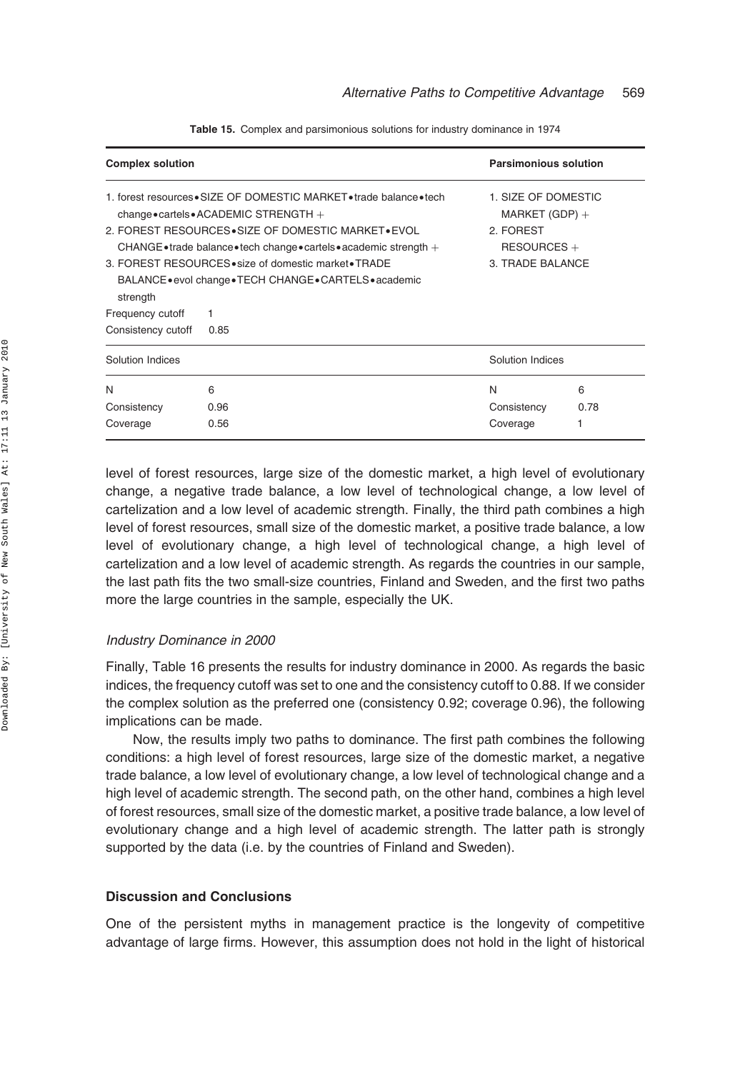**Table 15.** Complex and parsimonious solutions for industry dominance in 1974

| Complex solution | | Parsimonious solution | |
|---|---|---|---|
| 1. forest resources•SIZE OF DOMESTIC MARKET•trade balance•tech change•cartels•ACADEMIC STRENGTH + 2. FOREST RESOURCES•SIZE OF DOMESTIC MARKET•EVOL CHANGE•trade balance•tech change•cartels•academic strength + 3. FOREST RESOURCES•size of domestic market•TRADE BALANCE•evol change•TECH CHANGE•CARTELS•academic strength | | 1. SIZE OF DOMESTIC MARKET (GDP) + 2. FOREST RESOURCES + 3. TRADE BALANCE | |
| Frequency cutoff | 1 | | |
| Consistency cutoff | 0.85 | | |
| Solution Indices | | Solution Indices | |
| N | 6 | N | 6 |
| Consistency | 0.96 | Consistency | 0.78 |
| Coverage | 0.56 | Coverage | 1 |

level of forest resources, large size of the domestic market, a high level of evolutionary change, a negative trade balance, a low level of technological change, a low level of cartelization and a low level of academic strength. Finally, the third path combines a high level of forest resources, small size of the domestic market, a positive trade balance, a low level of evolutionary change, a high level of technological change, a high level of cartelization and a low level of academic strength. As regards the countries in our sample, the last path fits the two small-size countries, Finland and Sweden, and the first two paths more the large countries in the sample, especially the UK.

*Industry Dominance in 2000*

Finally, Table 16 presents the results for industry dominance in 2000. As regards the basic indices, the frequency cutoff was set to one and the consistency cutoff to 0.88. If we consider the complex solution as the preferred one (consistency 0.92; coverage 0.96), the following implications can be made.

Now, the results imply two paths to dominance. The first path combines the following conditions: a high level of forest resources, large size of the domestic market, a negative trade balance, a low level of evolutionary change, a low level of technological change and a high level of academic strength. The second path, on the other hand, combines a high level of forest resources, small size of the domestic market, a positive trade balance, a low level of evolutionary change and a high level of academic strength. The latter path is strongly supported by the data (i.e. by the countries of Finland and Sweden).

## Discussion and Conclusions

One of the persistent myths in management practice is the longevity of competitive advantage of large firms. However, this assumption does not hold in the light of historical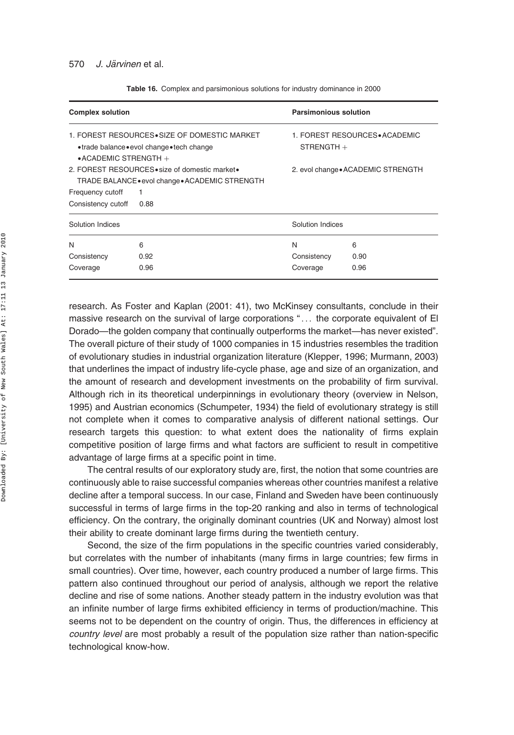**Table 16.** Complex and parsimonious solutions for industry dominance in 2000

| Complex solution | | Parsimonious solution | |
|---|---|---|---|
| 1. FOREST RESOURCES•SIZE OF DOMESTIC MARKET •trade balance•evol change•tech change •ACADEMIC STRENGTH + | | 1. FOREST RESOURCES•ACADEMIC STRENGTH + | |
| 2. FOREST RESOURCES•size of domestic market• TRADE BALANCE•evol change•ACADEMIC STRENGTH | | 2. evol change•ACADEMIC STRENGTH | |
| Frequency cutoff | 1 | | |
| Consistency cutoff | 0.88 | | |
| Solution Indices | | Solution Indices | |
| N | 6 | N | 6 |
| Consistency | 0.92 | Consistency | 0.90 |
| Coverage | 0.96 | Coverage | 0.96 |

research. As Foster and Kaplan (2001: 41), two McKinsey consultants, conclude in their massive research on the survival of large corporations "... the corporate equivalent of El Dorado—the golden company that continually outperforms the market—has never existed". The overall picture of their study of 1000 companies in 15 industries resembles the tradition of evolutionary studies in industrial organization literature (Klepper, 1996; Murmann, 2003) that underlines the impact of industry life-cycle phase, age and size of an organization, and the amount of research and development investments on the probability of firm survival. Although rich in its theoretical underpinnings in evolutionary theory (overview in Nelson, 1995) and Austrian economics (Schumpeter, 1934) the field of evolutionary strategy is still not complete when it comes to comparative analysis of different national settings. Our research targets this question: to what extent does the nationality of firms explain competitive position of large firms and what factors are sufficient to result in competitive advantage of large firms at a specific point in time.

The central results of our exploratory study are, first, the notion that some countries are continuously able to raise successful companies whereas other countries manifest a relative decline after a temporal success. In our case, Finland and Sweden have been continuously successful in terms of large firms in the top-20 ranking and also in terms of technological efficiency. On the contrary, the originally dominant countries (UK and Norway) almost lost their ability to create dominant large firms during the twentieth century.

Second, the size of the firm populations in the specific countries varied considerably, but correlates with the number of inhabitants (many firms in large countries; few firms in small countries). Over time, however, each country produced a number of large firms. This pattern also continued throughout our period of analysis, although we report the relative decline and rise of some nations. Another steady pattern in the industry evolution was that an infinite number of large firms exhibited efficiency in terms of production/machine. This seems not to be dependent on the country of origin. Thus, the differences in efficiency at *country level* are most probably a result of the population size rather than nation-specific technological know-how.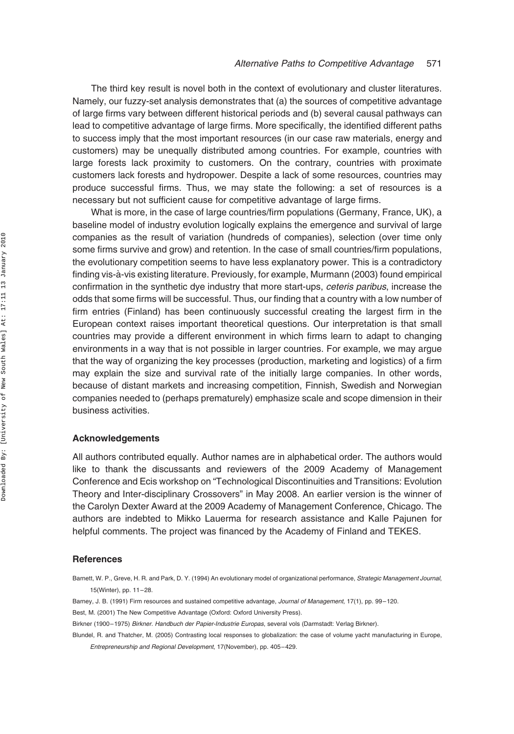The third key result is novel both in the context of evolutionary and cluster literatures. Namely, our fuzzy-set analysis demonstrates that (a) the sources of competitive advantage of large firms vary between different historical periods and (b) several causal pathways can lead to competitive advantage of large firms. More specifically, the identified different paths to success imply that the most important resources (in our case raw materials, energy and customers) may be unequally distributed among countries. For example, countries with large forests lack proximity to customers. On the contrary, countries with proximate customers lack forests and hydropower. Despite a lack of some resources, countries may produce successful firms. Thus, we may state the following: a set of resources is a necessary but not sufficient cause for competitive advantage of large firms.

What is more, in the case of large countries/firm populations (Germany, France, UK), a baseline model of industry evolution logically explains the emergence and survival of large companies as the result of variation (hundreds of companies), selection (over time only some firms survive and grow) and retention. In the case of small countries/firm populations, the evolutionary competition seems to have less explanatory power. This is a contradictory finding vis-à-vis existing literature. Previously, for example, Murmann (2003) found empirical confirmation in the synthetic dye industry that more start-ups, *ceteris paribus*, increase the odds that some firms will be successful. Thus, our finding that a country with a low number of firm entries (Finland) has been continuously successful creating the largest firm in the European context raises important theoretical questions. Our interpretation is that small countries may provide a different environment in which firms learn to adapt to changing environments in a way that is not possible in larger countries. For example, we may argue that the way of organizing the key processes (production, marketing and logistics) of a firm may explain the size and survival rate of the initially large companies. In other words, because of distant markets and increasing competition, Finnish, Swedish and Norwegian companies needed to (perhaps prematurely) emphasize scale and scope dimension in their business activities.

## Acknowledgements

All authors contributed equally. Author names are in alphabetical order. The authors would like to thank the discussants and reviewers of the 2009 Academy of Management Conference and Ecis workshop on "Technological Discontinuities and Transitions: Evolution Theory and Inter-disciplinary Crossovers" in May 2008. An earlier version is the winner of the Carolyn Dexter Award at the 2009 Academy of Management Conference, Chicago. The authors are indebted to Mikko Lauerma for research assistance and Kalle Pajunen for helpful comments. The project was financed by the Academy of Finland and TEKES.

## References

Barnett, W. P., Greve, H. R. and Park, D. Y. (1994) An evolutionary model of organizational performance, *Strategic Management Journal*, 15(Winter), pp. 11–28.

Barney, J. B. (1991) Firm resources and sustained competitive advantage, *Journal of Management*, 17(1), pp. 99–120.

Best, M. (2001) The New Competitive Advantage (Oxford: Oxford University Press).

Birkner (1900–1975) *Birkner. Handbuch der Papier-Industrie Europas*, several vols (Darmstadt: Verlag Birkner).

Blundel, R. and Thatcher, M. (2005) Contrasting local responses to globalization: the case of volume yacht manufacturing in Europe, *Entrepreneurship and Regional Development*, 17(November), pp. 405–429.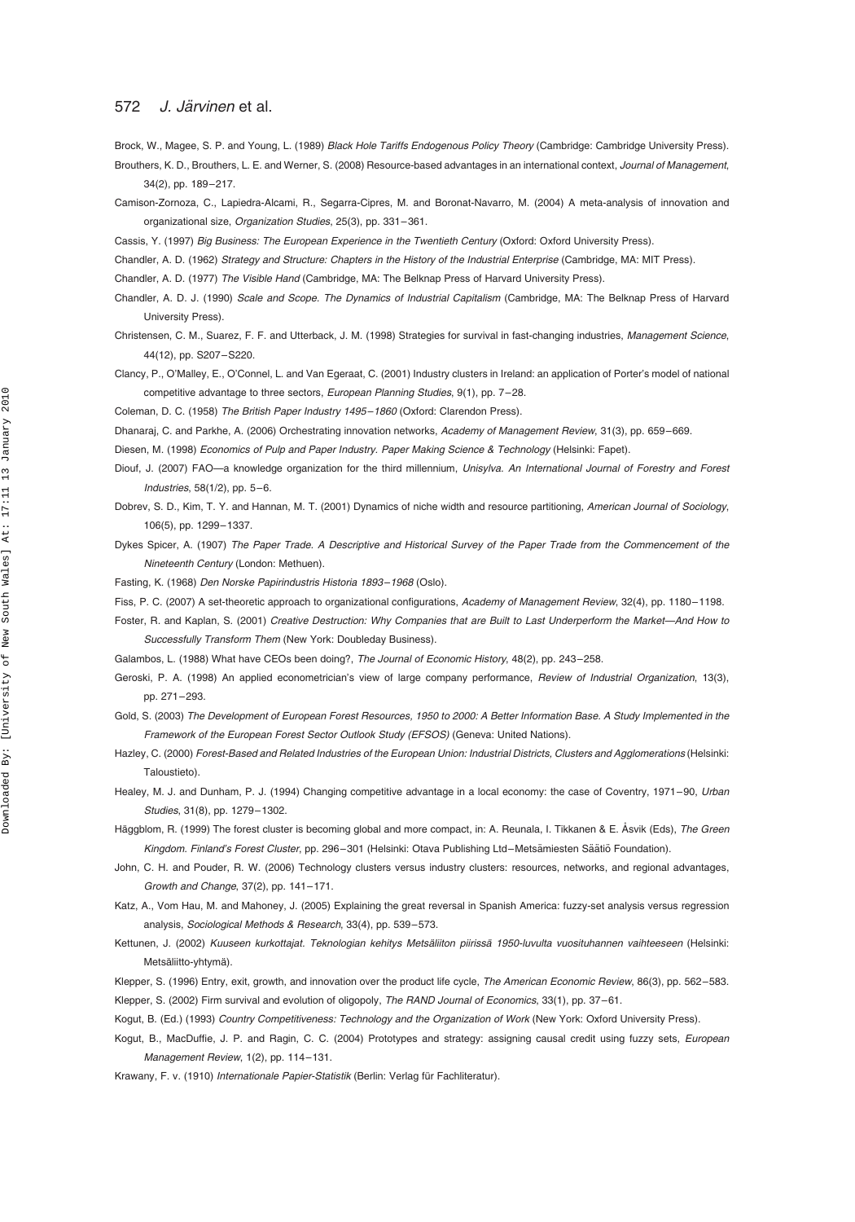Brock, W., Magee, S. P. and Young, L. (1989) *Black Hole Tariffs Endogenous Policy Theory* (Cambridge: Cambridge University Press).

Brouthers, K. D., Brouthers, L. E. and Werner, S. (2008) Resource-based advantages in an international context, *Journal of Management*, 34(2), pp. 189–217.

Camison-Zornoza, C., Lapiedra-Alcami, R., Segarra-Cipres, M. and Boronat-Navarro, M. (2004) A meta-analysis of innovation and organizational size, *Organization Studies*, 25(3), pp. 331–361.

Cassis, Y. (1997) *Big Business: The European Experience in the Twentieth Century* (Oxford: Oxford University Press).

Chandler, A. D. (1962) *Strategy and Structure: Chapters in the History of the Industrial Enterprise* (Cambridge, MA: MIT Press).

Chandler, A. D. (1977) *The Visible Hand* (Cambridge, MA: The Belknap Press of Harvard University Press).

Chandler, A. D. J. (1990) *Scale and Scope. The Dynamics of Industrial Capitalism* (Cambridge, MA: The Belknap Press of Harvard University Press).

Christensen, C. M., Suarez, F. F. and Utterback, J. M. (1998) Strategies for survival in fast-changing industries, *Management Science*, 44(12), pp. S207–S220.

Clancy, P., O'Malley, E., O'Connel, L. and Van Egeraat, C. (2001) Industry clusters in Ireland: an application of Porter's model of national competitive advantage to three sectors, *European Planning Studies*, 9(1), pp. 7–28.

Coleman, D. C. (1958) *The British Paper Industry 1495–1860* (Oxford: Clarendon Press).

Dhanaraj, C. and Parkhe, A. (2006) Orchestrating innovation networks, *Academy of Management Review*, 31(3), pp. 659–669.

Diesen, M. (1998) *Economics of Pulp and Paper Industry. Paper Making Science & Technology* (Helsinki: Fapet).

Diouf, J. (2007) FAO—a knowledge organization for the third millennium, *Unisylva. An International Journal of Forestry and Forest Industries*, 58(1/2), pp. 5–6.

Dobrev, S. D., Kim, T. Y. and Hannan, M. T. (2001) Dynamics of niche width and resource partitioning, *American Journal of Sociology*, 106(5), pp. 1299–1337.

Dykes Spicer, A. (1907) *The Paper Trade. A Descriptive and Historical Survey of the Paper Trade from the Commencement of the Nineteenth Century* (London: Methuen).

Fasting, K. (1968) *Den Norske Papirindustris Historia 1893–1968* (Oslo).

Fiss, P. C. (2007) A set-theoretic approach to organizational configurations, *Academy of Management Review*, 32(4), pp. 1180–1198.

Foster, R. and Kaplan, S. (2001) *Creative Destruction: Why Companies that are Built to Last Underperform the Market—And How to Successfully Transform Them* (New York: Doubleday Business).

Galambos, L. (1988) What have CEOs been doing?, *The Journal of Economic History*, 48(2), pp. 243–258.

Geroski, P. A. (1998) An applied econometrician's view of large company performance, *Review of Industrial Organization*, 13(3), pp. 271–293.

Gold, S. (2003) *The Development of European Forest Resources, 1950 to 2000: A Better Information Base. A Study Implemented in the Framework of the European Forest Sector Outlook Study (EFSOS)* (Geneva: United Nations).

Hazley, C. (2000) *Forest-Based and Related Industries of the European Union: Industrial Districts, Clusters and Agglomerations* (Helsinki: Taloustieto).

Healey, M. J. and Dunham, P. J. (1994) Changing competitive advantage in a local economy: the case of Coventry, 1971–90, *Urban Studies*, 31(8), pp. 1279–1302.

Häggblom, R. (1999) The forest cluster is becoming global and more compact, in: A. Reunala, I. Tikkanen & E. Åsvik (Eds), *The Green Kingdom. Finland's Forest Cluster*, pp. 296–301 (Helsinki: Otava Publishing Ltd–Metsämiesten Säätiö Foundation).

John, C. H. and Pouder, R. W. (2006) Technology clusters versus industry clusters: resources, networks, and regional advantages, *Growth and Change*, 37(2), pp. 141–171.

Katz, A., Vom Hau, M. and Mahoney, J. (2005) Explaining the great reversal in Spanish America: fuzzy-set analysis versus regression analysis, *Sociological Methods & Research*, 33(4), pp. 539–573.

Kettunen, J. (2002) *Kuuseen kurkottajat. Teknologian kehitys Metsäliiton piirissä 1950-luvulta vuosituhannen vaihteeseen* (Helsinki: Metsäliitto-yhtymä).

Klepper, S. (1996) Entry, exit, growth, and innovation over the product life cycle, *The American Economic Review*, 86(3), pp. 562–583.

Klepper, S. (2002) Firm survival and evolution of oligopoly, *The RAND Journal of Economics*, 33(1), pp. 37–61.

Kogut, B. (Ed.) (1993) *Country Competitiveness: Technology and the Organization of Work* (New York: Oxford University Press).

Kogut, B., MacDuffie, J. P. and Ragin, C. C. (2004) Prototypes and strategy: assigning causal credit using fuzzy sets, *European Management Review*, 1(2), pp. 114–131.

Krawany, F. v. (1910) *Internationale Papier-Statistik* (Berlin: Verlag für Fachliteratur).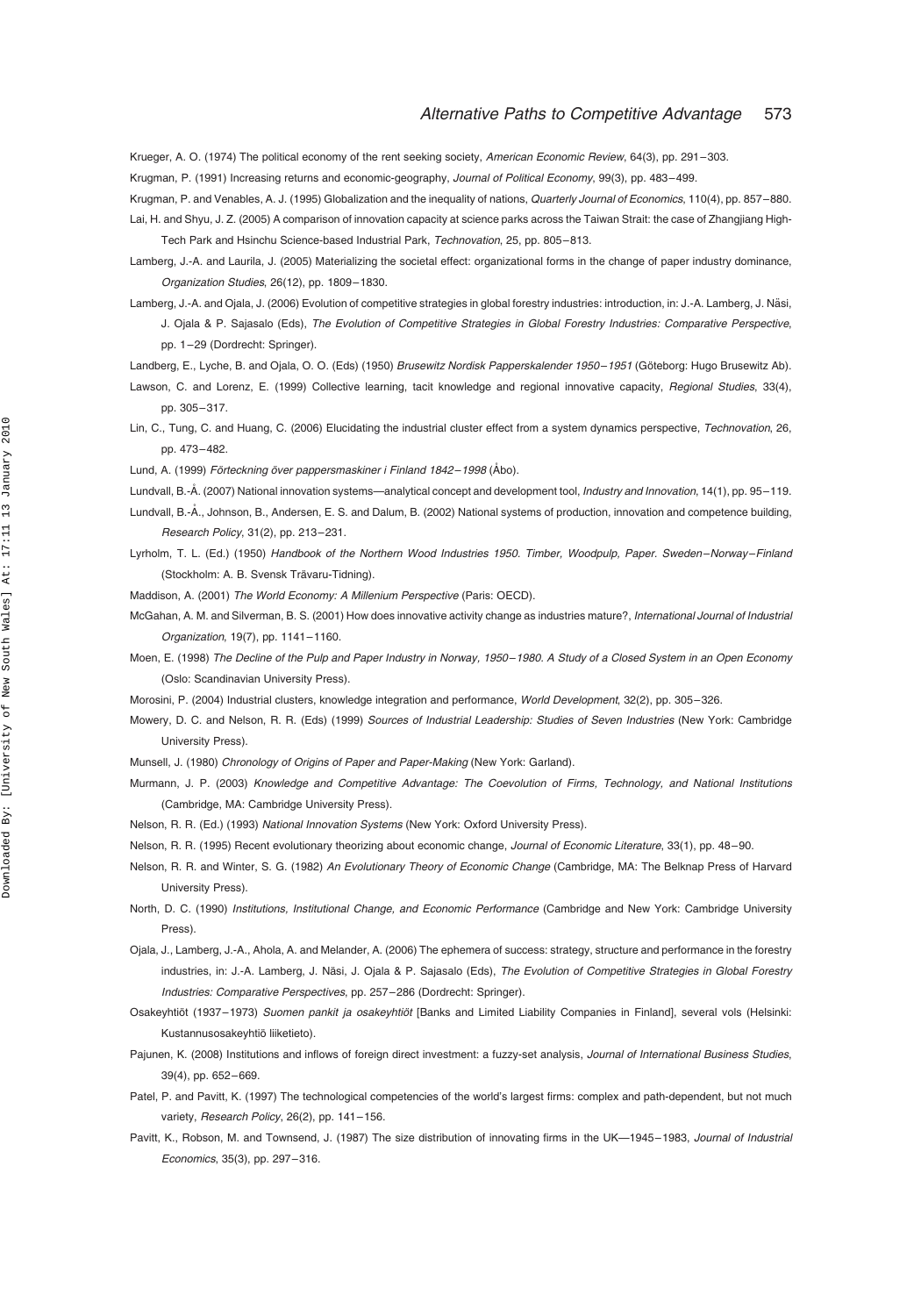Krueger, A. O. (1974) The political economy of the rent seeking society, *American Economic Review*, 64(3), pp. 291–303.

Krugman, P. (1991) Increasing returns and economic-geography, *Journal of Political Economy*, 99(3), pp. 483–499.

Krugman, P. and Venables, A. J. (1995) Globalization and the inequality of nations, *Quarterly Journal of Economics*, 110(4), pp. 857–880.

Lai, H. and Shyu, J. Z. (2005) A comparison of innovation capacity at science parks across the Taiwan Strait: the case of Zhangjiang High-Tech Park and Hsinchu Science-based Industrial Park, *Technovation*, 25, pp. 805–813.

Lamberg, J.-A. and Laurila, J. (2005) Materializing the societal effect: organizational forms in the change of paper industry dominance, *Organization Studies*, 26(12), pp. 1809–1830.

Lamberg, J.-A. and Ojala, J. (2006) Evolution of competitive strategies in global forestry industries: introduction, in: J.-A. Lamberg, J. Näsi, J. Ojala & P. Sajasalo (Eds), *The Evolution of Competitive Strategies in Global Forestry Industries: Comparative Perspective*, pp. 1–29 (Dordrecht: Springer).

Landberg, E., Lyche, B. and Ojala, O. O. (Eds) (1950) *Brusewitz Nordisk Papperskalender 1950–1951* (Göteborg: Hugo Brusewitz Ab).

Lawson, C. and Lorenz, E. (1999) Collective learning, tacit knowledge and regional innovative capacity, *Regional Studies*, 33(4), pp. 305–317.

Lin, C., Tung, C. and Huang, C. (2006) Elucidating the industrial cluster effect from a system dynamics perspective, *Technovation*, 26, pp. 473–482.

Lund, A. (1999) *Förteckning över pappersmaskiner i Finland 1842–1998* (Åbo).

Lundvall, B.-Å. (2007) National innovation systems—analytical concept and development tool, *Industry and Innovation*, 14(1), pp. 95–119.

Lundvall, B.-Å., Johnson, B., Andersen, E. S. and Dalum, B. (2002) National systems of production, innovation and competence building, *Research Policy*, 31(2), pp. 213–231.

Lyrholm, T. L. (Ed.) (1950) *Handbook of the Northern Wood Industries 1950. Timber, Woodpulp, Paper. Sweden–Norway–Finland* (Stockholm: A. B. Svensk Trävaru-Tidning).

Maddison, A. (2001) *The World Economy: A Millenium Perspective* (Paris: OECD).

McGahan, A. M. and Silverman, B. S. (2001) How does innovative activity change as industries mature?, *International Journal of Industrial Organization*, 19(7), pp. 1141–1160.

Moen, E. (1998) *The Decline of the Pulp and Paper Industry in Norway, 1950–1980. A Study of a Closed System in an Open Economy* (Oslo: Scandinavian University Press).

Morosini, P. (2004) Industrial clusters, knowledge integration and performance, *World Development*, 32(2), pp. 305–326.

Mowery, D. C. and Nelson, R. R. (Eds) (1999) *Sources of Industrial Leadership: Studies of Seven Industries* (New York: Cambridge University Press).

Munsell, J. (1980) *Chronology of Origins of Paper and Paper-Making* (New York: Garland).

Murmann, J. P. (2003) *Knowledge and Competitive Advantage: The Coevolution of Firms, Technology, and National Institutions* (Cambridge, MA: Cambridge University Press).

Nelson, R. R. (Ed.) (1993) *National Innovation Systems* (New York: Oxford University Press).

Nelson, R. R. (1995) Recent evolutionary theorizing about economic change, *Journal of Economic Literature*, 33(1), pp. 48–90.

Nelson, R. R. and Winter, S. G. (1982) *An Evolutionary Theory of Economic Change* (Cambridge, MA: The Belknap Press of Harvard University Press).

North, D. C. (1990) *Institutions, Institutional Change, and Economic Performance* (Cambridge and New York: Cambridge University Press).

Ojala, J., Lamberg, J.-A., Ahola, A. and Melander, A. (2006) The ephemera of success: strategy, structure and performance in the forestry industries, in: J.-A. Lamberg, J. Näsi, J. Ojala & P. Sajasalo (Eds), *The Evolution of Competitive Strategies in Global Forestry Industries: Comparative Perspectives*, pp. 257–286 (Dordrecht: Springer).

Osakeyhtiöt (1937–1973) *Suomen pankit ja osakeyhtiöt* [Banks and Limited Liability Companies in Finland], several vols (Helsinki: Kustannusosakeyhtiö liiketieto).

Pajunen, K. (2008) Institutions and inflows of foreign direct investment: a fuzzy-set analysis, *Journal of International Business Studies*, 39(4), pp. 652–669.

Patel, P. and Pavitt, K. (1997) The technological competencies of the world's largest firms: complex and path-dependent, but not much variety, *Research Policy*, 26(2), pp. 141–156.

Pavitt, K., Robson, M. and Townsend, J. (1987) The size distribution of innovating firms in the UK—1945–1983, *Journal of Industrial Economics*, 35(3), pp. 297–316.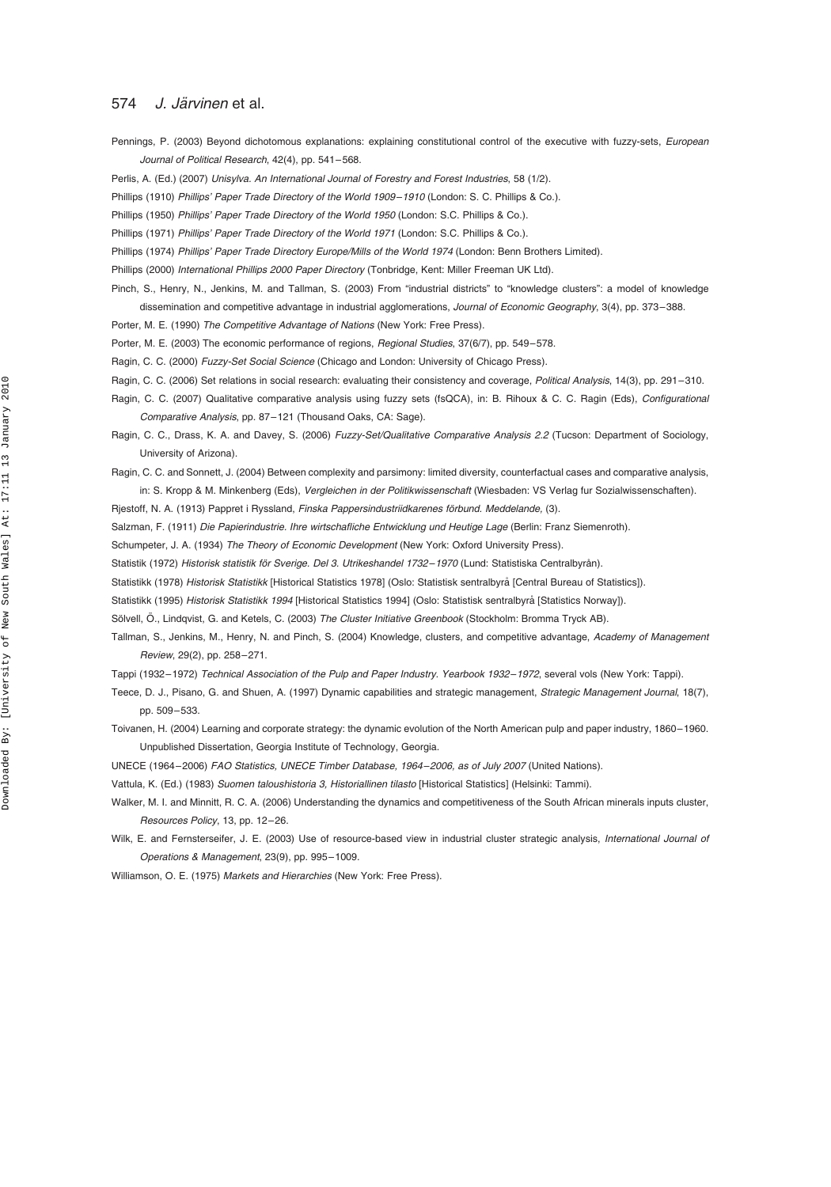Pennings, P. (2003) Beyond dichotomous explanations: explaining constitutional control of the executive with fuzzy-sets, *European Journal of Political Research*, 42(4), pp. 541–568.

Perlis, A. (Ed.) (2007) *Unisylva. An International Journal of Forestry and Forest Industries*, 58 (1/2).

Phillips (1910) *Phillips' Paper Trade Directory of the World 1909–1910* (London: S. C. Phillips & Co.).

Phillips (1950) *Phillips' Paper Trade Directory of the World 1950* (London: S.C. Phillips & Co.).

Phillips (1971) *Phillips' Paper Trade Directory of the World 1971* (London: S.C. Phillips & Co.).

Phillips (1974) *Phillips' Paper Trade Directory Europe/Mills of the World 1974* (London: Benn Brothers Limited).

Phillips (2000) *International Phillips 2000 Paper Directory* (Tonbridge, Kent: Miller Freeman UK Ltd).

Pinch, S., Henry, N., Jenkins, M. and Tallman, S. (2003) From "industrial districts" to "knowledge clusters": a model of knowledge dissemination and competitive advantage in industrial agglomerations, *Journal of Economic Geography*, 3(4), pp. 373–388.

Porter, M. E. (1990) *The Competitive Advantage of Nations* (New York: Free Press).

Porter, M. E. (2003) The economic performance of regions, *Regional Studies*, 37(6/7), pp. 549–578.

Ragin, C. C. (2000) *Fuzzy-Set Social Science* (Chicago and London: University of Chicago Press).

Ragin, C. C. (2006) Set relations in social research: evaluating their consistency and coverage, *Political Analysis*, 14(3), pp. 291–310.

Ragin, C. C. (2007) Qualitative comparative analysis using fuzzy sets (fsQCA), in: B. Rihoux & C. C. Ragin (Eds), *Configurational Comparative Analysis*, pp. 87–121 (Thousand Oaks, CA: Sage).

Ragin, C. C., Drass, K. A. and Davey, S. (2006) *Fuzzy-Set/Qualitative Comparative Analysis 2.2* (Tucson: Department of Sociology, University of Arizona).

Ragin, C. C. and Sonnett, J. (2004) Between complexity and parsimony: limited diversity, counterfactual cases and comparative analysis, in: S. Kropp & M. Minkenberg (Eds), *Vergleichen in der Politikwissenschaft* (Wiesbaden: VS Verlag fur Sozialwissenschaften).

Rjestoff, N. A. (1913) Pappret i Ryssland, *Finska Pappersindustriidkarenes förbund. Meddelande,* (3).

Salzman, F. (1911) *Die Papierindustrie. Ihre wirtschafliche Entwicklung und Heutige Lage* (Berlin: Franz Siemenroth).

Schumpeter, J. A. (1934) *The Theory of Economic Development* (New York: Oxford University Press).

Statistik (1972) *Historisk statistik för Sverige. Del 3. Utrikeshandel 1732–1970* (Lund: Statistiska Centralbyrån).

Statistikk (1978) *Historisk Statistikk* [Historical Statistics 1978] (Oslo: Statistisk sentralbyrå [Central Bureau of Statistics]).

Statistikk (1995) *Historisk Statistikk 1994* [Historical Statistics 1994] (Oslo: Statistisk sentralbyrå [Statistics Norway]).

Sölvell, Ö., Lindqvist, G. and Ketels, C. (2003) *The Cluster Initiative Greenbook* (Stockholm: Bromma Tryck AB).

Tallman, S., Jenkins, M., Henry, N. and Pinch, S. (2004) Knowledge, clusters, and competitive advantage, *Academy of Management Review*, 29(2), pp. 258–271.

Tappi (1932–1972) *Technical Association of the Pulp and Paper Industry. Yearbook 1932–1972*, several vols (New York: Tappi).

Teece, D. J., Pisano, G. and Shuen, A. (1997) Dynamic capabilities and strategic management, *Strategic Management Journal*, 18(7), pp. 509–533.

Toivanen, H. (2004) Learning and corporate strategy: the dynamic evolution of the North American pulp and paper industry, 1860–1960. Unpublished Dissertation, Georgia Institute of Technology, Georgia.

UNECE (1964–2006) *FAO Statistics, UNECE Timber Database, 1964–2006, as of July 2007* (United Nations).

Vattula, K. (Ed.) (1983) *Suomen taloushistoria 3, Historiallinen tilasto* [Historical Statistics] (Helsinki: Tammi).

Walker, M. I. and Minnitt, R. C. A. (2006) Understanding the dynamics and competitiveness of the South African minerals inputs cluster, *Resources Policy*, 13, pp. 12–26.

Wilk, E. and Fernsterseifer, J. E. (2003) Use of resource-based view in industrial cluster strategic analysis, *International Journal of Operations & Management*, 23(9), pp. 995–1009.

Williamson, O. E. (1975) *Markets and Hierarchies* (New York: Free Press).